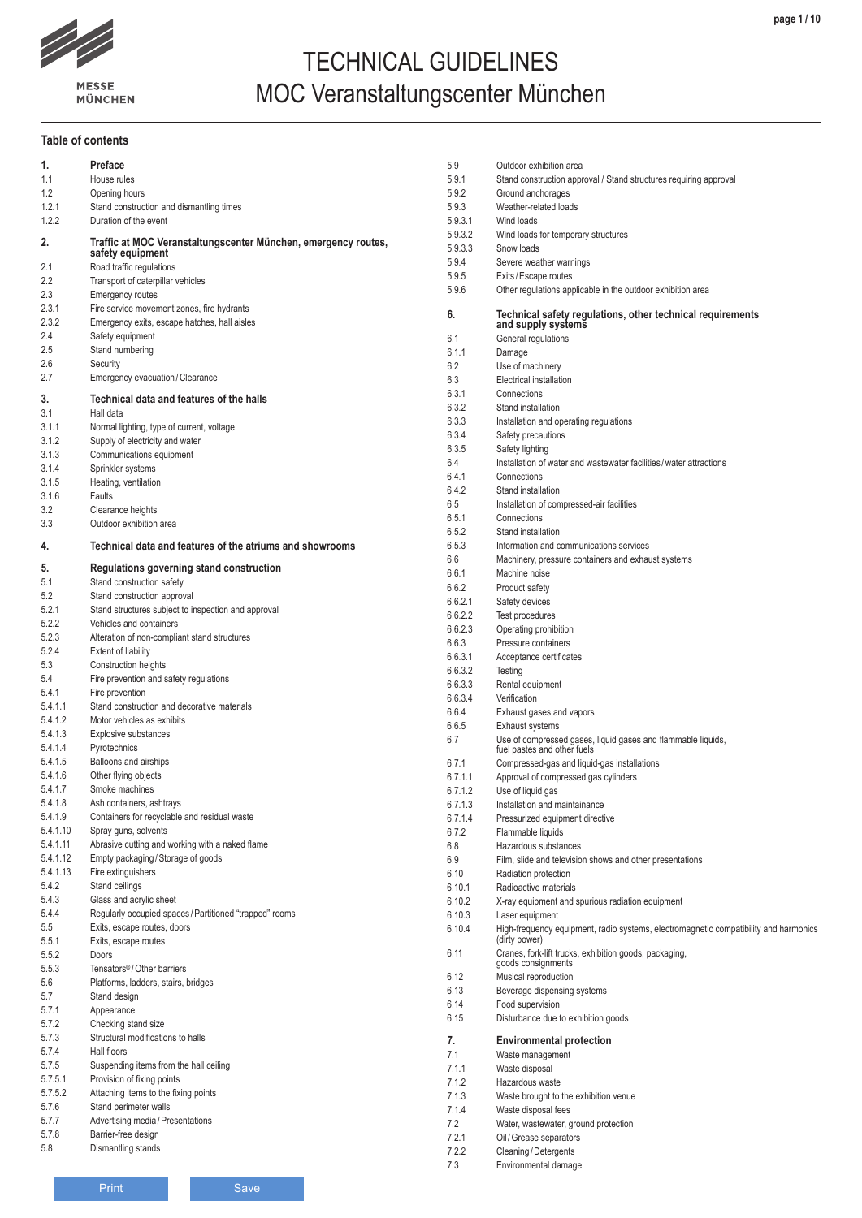MESSE MÜNCHEN

# TECHNICAL GUIDELINES
# MOC Veranstaltungscenter München

## Table of contents

**1. Preface**
1.1 House rules
1.2 Opening hours
1.2.1 Stand construction and dismantling times
1.2.2 Duration of the event

**2. Traffic at MOC Veranstaltungscenter München, emergency routes, safety equipment**
2.1 Road traffic regulations
2.2 Transport of caterpillar vehicles
2.3 Emergency routes
2.3.1 Fire service movement zones, fire hydrants
2.3.2 Emergency exits, escape hatches, hall aisles
2.4 Safety equipment
2.5 Stand numbering
2.6 Security
2.7 Emergency evacuation / Clearance

**3. Technical data and features of the halls**
3.1 Hall data
3.1.1 Normal lighting, type of current, voltage
3.1.2 Supply of electricity and water
3.1.3 Communications equipment
3.1.4 Sprinkler systems
3.1.5 Heating, ventilation
3.1.6 Faults
3.2 Clearance heights
3.3 Outdoor exhibition area

**4. Technical data and features of the atriums and showrooms**

**5. Regulations governing stand construction**
5.1 Stand construction safety
5.2 Stand construction approval
5.2.1 Stand structures subject to inspection and approval
5.2.2 Vehicles and containers
5.2.3 Alteration of non-compliant stand structures
5.2.4 Extent of liability
5.3 Construction heights
5.4 Fire prevention and safety regulations
5.4.1 Fire prevention
5.4.1.1 Stand construction and decorative materials
5.4.1.2 Motor vehicles as exhibits
5.4.1.3 Explosive substances
5.4.1.4 Pyrotechnics
5.4.1.5 Balloons and airships
5.4.1.6 Other flying objects
5.4.1.7 Smoke machines
5.4.1.8 Ash containers, ashtrays
5.4.1.9 Containers for recyclable and residual waste
5.4.1.10 Spray guns, solvents
5.4.1.11 Abrasive cutting and working with a naked flame
5.4.1.12 Empty packaging / Storage of goods
5.4.1.13 Fire extinguishers
5.4.2 Stand ceilings
5.4.3 Glass and acrylic sheet
5.4.4 Regularly occupied spaces / Partitioned "trapped" rooms
5.5 Exits, escape routes, doors
5.5.1 Exits, escape routes
5.5.2 Doors
5.5.3 Tensators® / Other barriers
5.6 Platforms, ladders, stairs, bridges
5.7 Stand design
5.7.1 Appearance
5.7.2 Checking stand size
5.7.3 Structural modifications to halls
5.7.4 Hall floors
5.7.5 Suspending items from the hall ceiling
5.7.5.1 Provision of fixing points
5.7.5.2 Attaching items to the fixing points
5.7.6 Stand perimeter walls
5.7.7 Advertising media / Presentations
5.7.8 Barrier-free design
5.8 Dismantling stands
5.9 Outdoor exhibition area
5.9.1 Stand construction approval / Stand structures requiring approval
5.9.2 Ground anchorages
5.9.3 Weather-related loads
5.9.3.1 Wind loads
5.9.3.2 Wind loads for temporary structures
5.9.3.3 Snow loads
5.9.4 Severe weather warnings
5.9.5 Exits / Escape routes
5.9.6 Other regulations applicable in the outdoor exhibition area

**6. Technical safety regulations, other technical requirements and supply systems**
6.1 General regulations
6.1.1 Damage
6.2 Use of machinery
6.3 Electrical installation
6.3.1 Connections
6.3.2 Stand installation
6.3.3 Installation and operating regulations
6.3.4 Safety precautions
6.3.5 Safety lighting
6.4 Installation of water and wastewater facilities / water attractions
6.4.1 Connections
6.4.2 Stand installation
6.5 Installation of compressed-air facilities
6.5.1 Connections
6.5.2 Stand installation
6.5.3 Information and communications services
6.6 Machinery, pressure containers and exhaust systems
6.6.1 Machine noise
6.6.2 Product safety
6.6.2.1 Safety devices
6.6.2.2 Test procedures
6.6.2.3 Operating prohibition
6.6.3 Pressure containers
6.6.3.1 Acceptance certificates
6.6.3.2 Testing
6.6.3.3 Rental equipment
6.6.3.4 Verification
6.6.4 Exhaust gases and vapors
6.6.5 Exhaust systems
6.7 Use of compressed gases, liquid gases and flammable liquids, fuel pastes and other fuels
6.7.1 Compressed-gas and liquid-gas installations
6.7.1.1 Approval of compressed gas cylinders
6.7.1.2 Use of liquid gas
6.7.1.3 Installation and maintainance
6.7.1.4 Pressurized equipment directive
6.7.2 Flammable liquids
6.8 Hazardous substances
6.9 Film, slide and television shows and other presentations
6.10 Radiation protection
6.10.1 Radioactive materials
6.10.2 X-ray equipment and spurious radiation equipment
6.10.3 Laser equipment
6.10.4 High-frequency equipment, radio systems, electromagnetic compatibility and harmonics (dirty power)
6.11 Cranes, fork-lift trucks, exhibition goods, packaging, goods consignments
6.12 Musical reproduction
6.13 Beverage dispensing systems
6.14 Food supervision
6.15 Disturbance due to exhibition goods

**7. Environmental protection**
7.1 Waste management
7.1.1 Waste disposal
7.1.2 Hazardous waste
7.1.3 Waste brought to the exhibition venue
7.1.4 Waste disposal fees
7.2 Water, wastewater, ground protection
7.2.1 Oil / Grease separators
7.2.2 Cleaning / Detergents
7.3 Environmental damage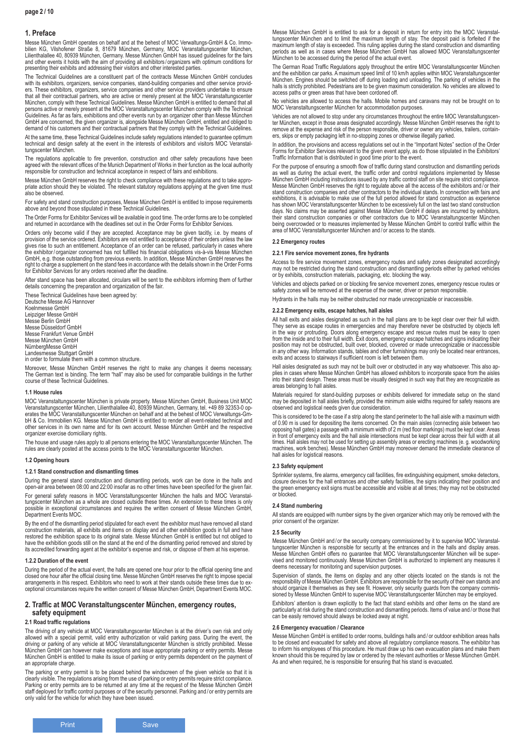# 1. Preface

Messe München GmbH operates on behalf and at the behest of MOC Verwaltungs-GmbH & Co. Immobilien KG, Vilshofener Straße 8, 81679 München, Germany, MOC Veranstaltungscenter München, Lilienthalallee 40, 80939 München, Germany. Messe München GmbH has issued guidelines for the fairs and other events it holds with the aim of providing all exhibitors/organizers with optimum conditions for presenting their exhibits and addressing their visitors and other interested parties.

The Technical Guidelines are a constituent part of the contracts Messe München GmbH concludes with its exhibitors, organizers, service companies, stand-building companies and other service providers. These exhibitors, organizers, service companies and other service providers undertake to ensure that all their contractual partners, who are active or merely present at the MOC Veranstaltungscenter München, comply with these Technical Guidelines. Messe München GmbH is entitled to demand that all persons active or merely present at the MOC Veranstaltungscenter München comply with the Technical Guidelines. As far as fairs, exhibitions and other events run by an organizer other than Messe München GmbH are concerned, the given organizer is, alongside Messe München GmbH, entitled and obliged to demand of his customers and their contractual partners that they comply with the Technical Guidelines.

At the same time, these Technical Guidelines include safety regulations intended to guarantee optimum technical and design safety at the event in the interests of exhibitors and visitors MOC Veranstaltungscenter München.

The regulations applicable to fire prevention, construction and other safety precautions have been agreed with the relevant offices of the Munich Department of Works in their function as the local authority responsible for construction and technical acceptance in respect of fairs and exhibitions.

Messe München GmbH reserves the right to check compliance with these regulations and to take appropriate action should they be violated. The relevant statutory regulations applying at the given time must also be observed.

For safety and stand construction purposes, Messe München GmbH is entitled to impose requirements above and beyond those stipulated in these Technical Guidelines.

The Order Forms for Exhibitor Services will be available in good time. The order forms are to be completed and returned in accordance with the deadlines set out in the Order Forms for Exhibitor Services.

Orders only become valid if they are accepted. Acceptance may be given tacitly, i.e. by means of provision of the service ordered. Exhibitors are not entitled to acceptance of their orders unless the law gives rise to such an entitlement. Acceptance of an order can be refused, particularly in cases where the exhibitor/organizer concerned has not fulfilled his financial obligations vis-à-vis Messe München GmbH, e.g. those outstanding from previous events. In addition, Messe München GmbH reserves the right to charge a supplement on the stand fees in accordance with the details shown in the Order Forms for Exhibitor Services for any orders received after the deadline.

After stand space has been allocated, circulars will be sent to the exhibitors informing them of further details concerning the preparation and organization of the fair.

These Technical Guidelines have been agreed by:
Deutsche Messe AG Hannover
Koelnmesse GmbH
Leipziger Messe GmbH
Messe Berlin GmbH
Messe Düsseldorf GmbH
Messe Frankfurt Venue GmbH
Messe München GmbH
NürnbergMesse GmbH
Landesmesse Stuttgart GmbH
in order to formulate them with a common structure.

Moreover, Messe München GmbH reserves the right to make any changes it deems necessary. The German text is binding. The term "hall" may also be used for comparable buildings in the further course of these Technical Guidelines.

### 1.1 House rules

MOC Veranstaltungscenter München is private property. Messe München GmbH, Business Unit MOC Veranstaltungscenter München, Lilienthalallee 40, 80939 München, Germany, tel. +49 89 32353-0 operates the MOC Veranstaltungscenter München on behalf and at the behest of MOC Verwaltungs-GmbH & Co. Immobilien KG. Messe München GmbH is entitled to render all event-related technical and other services in its own name and for its own account. Messe München GmbH and the respective organizer exercise domiciliary rights.

The house and usage rules apply to all persons entering the MOC Veranstaltungscenter München. The rules are clearly posted at the access points to the MOC Veranstaltungscenter München.

### 1.2 Opening hours

#### 1.2.1 Stand construction and dismantling times

During the general stand construction and dismantling periods, work can be done in the halls and open-air area between 08:00 and 22:00 insofar as no other times have been specified for the given fair.

For general safety reasons in MOC Veranstaltungscenter München the halls and MOC Veranstaltungscenter München as a whole are closed outside these times. An extension to these times is only possible in exceptional circumstances and requires the written consent of Messe München GmbH, Department Events MOC.

By the end of the dismantling period stipulated for each event the exhibitor must have removed all stand construction materials, all exhibits and items on display and all other exhibition goods in full and have restored the exhibition space to its original state. Messe München GmbH is entitled but not obliged to have the exhibition goods still on the stand at the end of the dismantling period removed and stored by its accredited forwarding agent at the exhibitor's expense and risk, or dispose of them at his expense.

#### 1.2.2 Duration of the event

During the period of the actual event, the halls are opened one hour prior to the official opening time and closed one hour after the official closing time. Messe München GmbH reserves the right to impose special arrangements in this respect. Exhibitors who need to work at their stands outside these times due to exceptional circumstances require the written consent of Messe München GmbH, Department Events MOC.

# 2. Traffic at MOC Veranstaltungscenter München, emergency routes, safety equipment

### 2.1 Road traffic regulations

The driving of any vehicle at MOC Veranstaltungscenter München is at the driver's own risk and only allowed with a special permit, valid entry authorization or valid parking pass. During the event, the driving or parking of any vehicle at MOC Veranstaltungscenter München is strictly prohibited. Messe München GmbH can however make exceptions and issue appropriate parking or entry permits. Messe München GmbH is entitled to make its issue of parking or entry permits dependent on the payment of an appropriate charge.

The parking or entry permit is to be placed behind the windscreen of the given vehicle so that it is clearly visible. The regulations arising from the use of parking or entry permits require strict compliance. Parking or entry permits are to be returned at any time at the request of the Messe München GmbH staff deployed for traffic control purposes or of the security personnel. Parking and/or entry permits are only valid for the vehicle for which they have been issued.

Messe München GmbH is entitled to ask for a deposit in return for entry into the MOC Veranstaltungscenter München and to limit the maximum length of stay. The deposit paid is forfeited if the maximum length of stay is exceeded. This ruling applies during the stand construction and dismantling periods as well as in cases where Messe München GmbH has allowed MOC Veranstaltungscenter München to be accessed during the period of the actual event.

The German Road Traffic Regulations apply throughout the entire MOC Veranstaltungscenter München and the exhibition car parks. A maximum speed limit of 10 km/h applies within MOC Veranstaltungscenter München. Engines should be switched off during loading and unloading. The parking of vehicles in the halls is strictly prohibited. Pedestrians are to be given maximum consideration. No vehicles are allowed to access paths or green areas that have been cordoned off.

No vehicles are allowed to access the halls. Mobile homes and caravans may not be brought on to MOC Veranstaltungscenter München for accommodation purposes.

Vehicles are not allowed to stop under any circumstances throughout the entire MOC Veranstaltungscenter München, except in those areas designated accordingly. Messe München GmbH reserves the right to remove at the expense and risk of the person responsible, driver or owner any vehicles, trailers, containers, skips or empty packaging left in no-stopping zones or otherwise illegally parked.

In addition, the provisions and access regulations set out in the "Important Notes" section of the Order Forms for Exhibitor Services relevant to the given event apply, as do those stipulated in the Exhibitors' Traffic Information that is distributed in good time prior to the event.

For the purpose of ensuring a smooth flow of traffic during stand construction and dismantling periods as well as during the actual event, the traffic order and control regulations implemented by Messe München GmbH including instructions issued by any traffic control staff on site require strict compliance. Messe München GmbH reserves the right to regulate above all the access of the exhibitors and/or their stand construction companies and other contractors to the individual stands. In connection with fairs and exhibitions, it is advisable to make use of the full period allowed for stand construction as experience has shown MOC Veranstaltungscenter München to be excessively full on the last two stand construction days. No claims may be asserted against Messe München GmbH if delays are incurred by exhibitors, their stand construction companies or other contractors due to MOC Veranstaltungscenter München being overcrowded or to measures implemented by Messe München GmbH to control traffic within the area of MOC Veranstaltungscenter München and/or access to the stands.

### 2.2 Emergency routes

#### 2.2.1 Fire service movement zones, fire hydrants

Access to fire service movement zones, emergency routes and safety zones designated accordingly may not be restricted during the stand construction and dismantling periods either by parked vehicles or by exhibits, construction materials, packaging, etc. blocking the way.

Vehicles and objects parked on or blocking fire service movement zones, emergency rescue routes or safety zones will be removed at the expense of the owner, driver or person responsible.

Hydrants in the halls may be neither obstructed nor made unrecognizable or inaccessible.

#### 2.2.2 Emergency exits, escape hatches, hall aisles

All hall exits and aisles designated as such in the hall plans are to be kept clear over their full width. They serve as escape routes in emergencies and may therefore never be obstructed by objects left in the way or protruding. Doors along emergency escape and rescue routes must be easy to open from the inside and to their full width. Exit doors, emergency escape hatches and signs indicating their position may not be obstructed, built over, blocked, covered or made unrecognizable or inaccessible in any other way. Information stands, tables and other furnishings may only be located near entrances, exits and access to stairways if sufficient room is left between them.

Hall aisles designated as such may not be built over or obstructed in any way whatsoever. This also applies in cases where Messe München GmbH has allowed exhibitors to incorporate space from the aisles into their stand design. These areas must be visually designed in such way that they are recognizable as areas belonging to hall aisles.

Materials required for stand-building purposes or exhibits delivered for immediate setup on the stand may be deposited in hall aisles briefly, provided the minimum aisle widths required for safety reasons are observed and logistical needs given due consideration.

This is considered to be the case if a strip along the stand perimeter to the hall aisle with a maximum width of 0.90 m is used for depositing the items concerned. On the main aisles (connecting aisle between two opposing hall gates) a passage with a minimum width of 2 m (red floor markings) must be kept clear. Areas in front of emergency exits and the hall aisle intersections must be kept clear across their full width at all times. Hall aisles may not be used for setting up assembly areas or erecting machines (e. g. woodworking machines, work benches). Messe München GmbH may moreover demand the immediate clearance of hall aisles for logistical reasons.

### 2.3 Safety equipment

Sprinkler systems, fire alarms, emergency call facilities, fire extinguishing equipment, smoke detectors, closure devices for the hall entrances and other safety facilities, the signs indicating their position and the green emergency exit signs must be accessible and visible at all times; they may not be obstructed or blocked.

### 2.4 Stand numbering

All stands are equipped with number signs by the given organizer which may only be removed with the prior consent of the organizer.

### 2.5 Security

Messe München GmbH and/or the security company commissioned by it to supervise MOC Veranstaltungscenter München is responsible for security at the entrances and in the halls and display areas. Messe München GmbH offers no guarantee that MOC Veranstaltungscenter München will be supervised and monitored continuously. Messe München GmbH is authorized to implement any measures it deems necessary for monitoring and supervision purposes.

Supervision of stands, the items on display and any other objects located on the stands is not the responsibility of Messe München GmbH. Exhibitors are responsible for the security of their own stands and should organize it themselves as they see fit. However, only security guards from the company commissioned by Messe München GmbH to supervise MOC Veranstaltungscenter München may be employed.

Exhibitors' attention is drawn explicitly to the fact that stand exhibits and other items on the stand are particularly at risk during the stand construction and dismantling periods. Items of value and/or those that can be easily removed should always be locked away at night.

### 2.6 Emergency evacuation / Clearance

Messe München GmbH is entitled to order rooms, buildings halls and/or outdoor exhibition areas halls to be closed and evacuated for safety and above all regulatory compliance reasons. The exhibitor has to inform his employees of this procedure. He must draw up his own evacuation plans and make them known should this be required by law or ordered by the relevant authorities or Messe München GmbH. As and when required, he is responsible for ensuring that his stand is evacuated.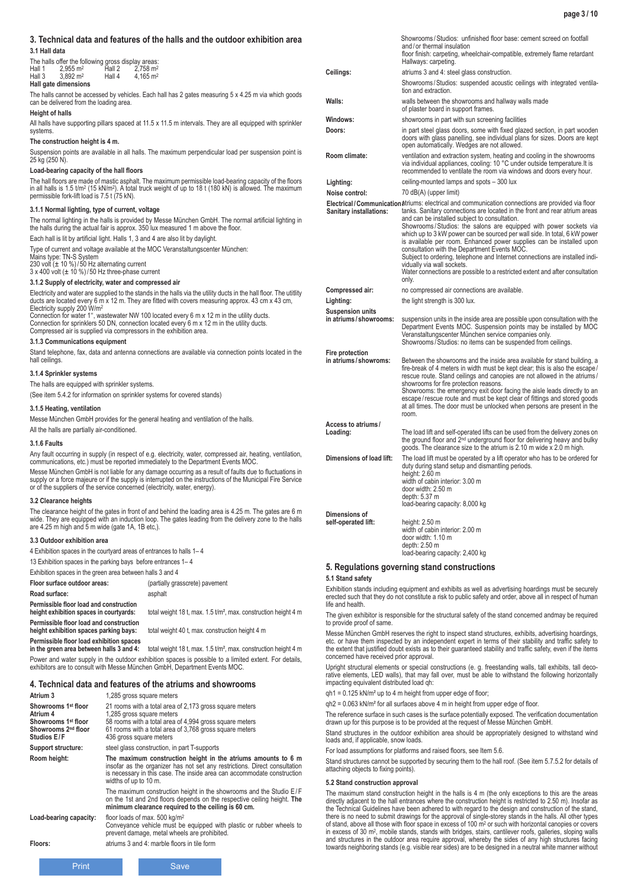## 3. Technical data and features of the halls and the outdoor exhibition area

### 3.1 Hall data

The halls offer the following gross display areas:

| | | | |
|---|---|---|---|
| Hall 1 | 2,955 m² | Hall 2 | 2,758 m² |
| Hall 3 | 3,892 m² | Hall 4 | 4,165 m² |

**Hall gate dimensions**

The halls cannot be accessed by vehicles. Each hall has 2 gates measuring 5 x 4.25 m via which goods can be delivered from the loading area.

**Height of halls**

All halls have supporting pillars spaced at 11.5 x 11.5 m intervals. They are all equipped with sprinkler systems.

**The construction height is 4 m.**

Suspension points are available in all halls. The maximum perpendicular load per suspension point is 25 kg (250 N).

**Load-bearing capacity of the hall floors**

The hall floors are made of mastic asphalt. The maximum permissible load-bearing capacity of the floors in all halls is 1.5 t/m² (15 kN/m²). A total truck weight of up to 18 t (180 kN) is allowed. The maximum permissible fork-lift load is 7.5 t (75 kN).

### 3.1.1 Normal lighting, type of current, voltage

The normal lighting in the halls is provided by Messe München GmbH. The normal artificial lighting in the halls during the actual fair is approx. 350 lux measured 1 m above the floor.

Each hall is lit by artificial light. Halls 1, 3 and 4 are also lit by daylight.

Type of current and voltage available at the MOC Veranstaltungscenter München:
Mains type: TN-S System
230 volt (± 10 %) / 50 Hz alternating current
3 x 400 volt (± 10 %) / 50 Hz three-phase current

### 3.1.2 Supply of electricity, water and compressed air

Electricity and water are supplied to the stands in the halls via the utility ducts in the hall floor. The utitlity ducts are located every 6 m x 12 m. They are fitted with covers measuring approx. 43 cm x 43 cm, Electricity supply 200 W/m²
Connection for water 1", wastewater NW 100 located every 6 m x 12 m in the utility ducts.
Connection for sprinklers 50 DN, connection located every 6 m x 12 m in the utility ducts.
Compressed air is supplied via compressors in the exhibition area.

### 3.1.3 Communications equipment

Stand telephone, fax, data and antenna connections are available via connection points located in the hall ceilings.

### 3.1.4 Sprinkler systems

The halls are equipped with sprinkler systems.

(See item 5.4.2 for information on sprinkler systems for covered stands)

### 3.1.5 Heating, ventilation

Messe München GmbH provides for the general heating and ventilation of the halls.

All the halls are partially air-conditioned.

### 3.1.6 Faults

Any fault occurring in supply (in respect of e.g. electricity, water, compressed air, heating, ventilation, communications, etc.) must be reported immediately to the Department Events MOC.

Messe München GmbH is not liable for any damage occurring as a result of faults due to fluctuations in supply or a force majeure or if the supply is interrupted on the instructions of the Municipal Fire Service or of the suppliers of the service concerned (electricity, water, energy).

### 3.2 Clearance heights

The clearance height of the gates in front of and behind the loading area is 4.25 m. The gates are 6 m wide. They are equipped with an induction loop. The gates leading from the delivery zone to the halls are 4.25 m high and 5 m wide (gate 1A, 1B etc,).

### 3.3 Outdoor exhibition area

4 Exhibition spaces in the courtyard areas of entrances to halls 1– 4

13 Exhibition spaces in the parking bays before entrances 1– 4

Exhibition spaces in the green area between halls 3 and 4

| | |
|---|---|
| **Floor surface outdoor areas:** | (partially grasscrete) pavement |
| **Road surface:** | asphalt |
| **Permissible floor load and construction height exhibition spaces in courtyards:** | total weight 18 t, max. 1.5 t/m², max. construction height 4 m |
| **Permissible floor load and construction height exhibition spaces parking bays:** | total weight 40 t, max. construction height 4 m |
| **Permissible floor load exhibition spaces in the green area between halls 3 and 4:** | total weight 18 t, max. 1.5 t/m², max. construction height 4 m |

Power and water supply in the outdoor exhibition spaces is possible to a limited extent. For details, exhibitors are to consult with Messe München GmbH, Department Events MOC.

## 4. Technical data and features of the atriums and showrooms

| | |
|---|---|
| **Atrium 3** | 1,285 gross square meters |
| **Showrooms 1st floor Atrium 4** | 21 rooms with a total area of 2,173 gross square meters<br>1,285 gross square meters |
| **Showrooms 1st floor** | 58 rooms with a total area of 4,994 gross square meters |
| **Showrooms 2nd floor** | 61 rooms with a total area of 3,768 gross square meters |
| **Studios E/F** | 436 gross square meters |
| **Support structure:** | steel glass construction, in part T-supports |
| **Room height:** | **The maximum construction height in the atriums amounts to 6 m** insofar as the organizer has not set any restrictions. Direct consultation is necessary in this case. The inside area can accommodate construction widths of up to 10 m.<br>The maximum construction height in the showrooms and the Studio E/F on the 1st and 2nd floors depends on the respective ceiling height. **The minimum clearance required to the ceiling is 60 cm.** |
| **Load-bearing capacity:** | floor loads of max. 500 kg/m²<br>Conveyance vehicle must be equipped with plastic or rubber wheels to prevent damage, metal wheels are prohibited. |
| **Floors:** | atriums 3 and 4: marble floors in tile form<br>Showrooms/Studios: unfinished floor base: cement screed on footfall and/or thermal insulation<br>floor finish: carpeting, wheelchair-compatible, extremely flame retardant<br>Hallways: carpeting. |
| **Ceilings:** | atriums 3 and 4: steel glass construction.<br>Showrooms/Studios: suspended acoustic ceilings with integrated ventilation and extraction. |
| **Walls:** | walls between the showrooms and hallway walls made of plaster board in support frames. |
| **Windows:** | showrooms in part with sun screening facilities |
| **Doors:** | in part steel glass doors, some with fixed glazed section, in part wooden doors with glass panelling, see individual plans for sizes. Doors are kept open automatically. Wedges are not allowed. |
| **Room climate:** | ventilation and extraction system, heating and cooling in the showrooms via individual appliances, cooling: 10 °C under outside temperature.It is recommended to ventilate the room via windows and doors every hour. |
| **Lighting:** | ceiling-mounted lamps and spots – 300 lux |
| **Noise control:** | 70 dB(A) (upper limit) |
| **Electrical/Communication Sanitary installations:** | atriums: electrical and communication connections are provided via floor tanks. Sanitary connections are located in the front and rear atrium areas and can be installed subject to consultation.<br>Showrooms/Studios: the salons are equipped with power sockets via which up to 3 kW power can be sourced per wall side. In total, 6 kW power is available per room. Enhanced power supplies can be installed upon consultation with the Department Events MOC.<br>Subject to ordering, telephone and Internet connections are installed individually via wall sockets.<br>Water connections are possible to a restricted extent and after consultation only. |
| **Compressed air:** | no compressed air connections are available. |
| **Lighting:** | the light strength is 300 lux. |
| **Suspension units in atriums/showrooms:** | suspension units in the inside area are possible upon consultation with the Department Events MOC. Suspension points may be installed by MOC Veranstaltungscenter München service companies only.<br>Showrooms/Studios: no items can be suspended from ceilings. |
| **Fire protection in atriums/showrooms:** | Between the showrooms and the inside area available for stand building, a fire-break of 4 meters in width must be kept clear; this is also the escape/rescue route. Stand ceilings and canopies are not allowed in the atriums/showrooms for fire protection reasons.<br>Showrooms: the emergency exit door facing the aisle leads directly to an escape/rescue route and must be kept clear of fittings and stored goods at all times. The door must be unlocked when persons are present in the room. |
| **Access to atriums/Loading:** | The load lift and self-operated lifts can be used from the delivery zones on the ground floor and 2nd underground floor for delivering heavy and bulky goods. The clearance size to the atrium is 2.10 m wide x 2.0 m high. |
| **Dimensions of load lift:** | The load lift must be operated by a lift operator who has to be ordered for duty during stand setup and dismantling periods.<br>height: 2.60 m<br>width of cabin interior: 3.00 m<br>door width: 2.50 m<br>depth: 5.37 m<br>load-bearing capacity: 8,000 kg |
| **Dimensions of self-operated lift:** | height: 2.50 m<br>width of cabin interior: 2.00 m<br>door width: 1.10 m<br>depth: 2.50 m<br>load-bearing capacity: 2,400 kg |

## 5. Regulations governing stand constructions

### 5.1 Stand safety

Exhibition stands including equipment and exhibits as well as advertising hoardings must be securely erected such that they do not constitute a risk to public safety and order, above all in respect of human life and health.

The given exhibitor is responsible for the structural safety of the stand concerned andmay be required to provide proof of same.

Messe München GmbH reserves the right to inspect stand structures, exhibits, advertising hoardings, etc. or have them inspected by an independent expert in terms of their stability and traffic safety to the extent that justified doubt exists as to their guaranteed stability and traffic safety, even if the items concerned have received prior approval.

Upright structural elements or special constructions (e. g. freestanding walls, tall exhibits, tall decorative elements, LED walls), that may fall over, must be able to withstand the following horizontally impacting equivalent distributed load qh:

qh1 = 0.125 kN/m² up to 4 m height from upper edge of floor;

qh2 = 0.063 kN/m² for all surfaces above 4 m in height from upper edge of floor.

The reference surface in such cases is the surface potentially exposed. The verification documentation drawn up for this purpose is to be provided at the request of Messe München GmbH.

Stand structures in the outdoor exhibition area should be appropriately designed to withstand wind loads and, if applicable, snow loads.

For load assumptions for platforms and raised floors, see Item 5.6.

Stand structures cannot be supported by securing them to the hall roof. (See item 5.7.5.2 for details of attaching objects to fixing points).

### 5.2 Stand construction approval

The maximum stand construction height in the halls is 4 m (the only exceptions to this are the areas directly adjacent to the hall entrances where the construction height is restricted to 2.50 m). Insofar as the Technical Guidelines have been adhered to with regard to the design and construction of the stand, there is no need to submit drawings for the approval of single-storey stands in the halls. All other types of stand, above all those with floor space in excess of 100 m² or such with horizontal canopies or covers in excess of 30 m², mobile stands, stands with bridges, stairs, cantilever roofs, galleries, sloping walls and structures in the outdoor area require approval, whereby the sides of any high structures facing towards neighboring stands (e.g. visible rear sides) are to be designed in a neutral white manner without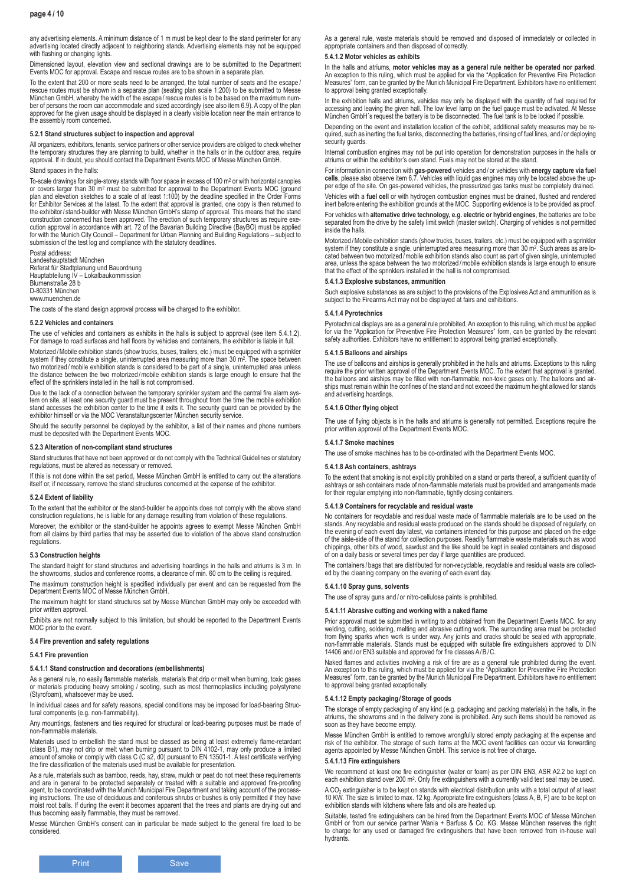any advertising elements. A minimum distance of 1 m must be kept clear to the stand perimeter for any advertising located directly adjacent to neighboring stands. Advertising elements may not be equipped with flashing or changing lights.

Dimensioned layout, elevation view and sectional drawings are to be submitted to the Department Events MOC for approval. Escape and rescue routes are to be shown in a separate plan.

To the extent that 200 or more seats need to be arranged, the total number of seats and the escape / rescue routes must be shown in a separate plan (seating plan scale 1:200) to be submitted to Messe München GmbH, whereby the width of the escape / rescue routes is to be based on the maximum number of persons the room can accommodate and sized accordingly (see also item 6.9). A copy of the plan approved for the given usage should be displayed in a clearly visible location near the main entrance to the assembly room concerned.

#### 5.2.1 Stand structures subject to inspection and approval

All organizers, exhibitors, tenants, service partners or other service providers are obliged to check whether the temporary structures they are planning to build, whether in the halls or in the outdoor area, require approval. If in doubt, you should contact the Department Events MOC of Messe München GmbH.

Stand spaces in the halls:

To-scale drawings for single-storey stands with floor space in excess of 100 m² or with horizontal canopies or covers larger than 30 m² must be submitted for approval to the Department Events MOC (ground plan and elevation sketches to a scale of at least 1:100) by the deadline specified in the Order Forms for Exhibitor Services at the latest. To the extent that approval is granted, one copy is then returned to the exhibitor / stand-builder with Messe München GmbH's stamp of approval. This means that the stand construction concerned has been approved. The erection of such temporary structures as require execution approval in accordance with art. 72 of the Bavarian Building Directive (BayBO) must be applied for with the Munich City Council – Department for Urban Planning and Building Regulations – subject to submission of the test log and compliance with the statutory deadlines.

Postal address:
Landeshauptstadt München
Referat für Stadtplanung und Bauordnung
Hauptabteilung IV – Lokalbaukommission
Blumenstraße 28 b
D-80331 München
www.muenchen.de

The costs of the stand design approval process will be charged to the exhibitor.

#### 5.2.2 Vehicles and containers

The use of vehicles and containers as exhibits in the halls is subject to approval (see item 5.4.1.2). For damage to road surfaces and hall floors by vehicles and containers, the exhibitor is liable in full.

Motorized / Mobile exhibition stands (show trucks, buses, trailers, etc.) must be equipped with a sprinkler system if they constitute a single, uninterrupted area measuring more than 30 m². The space between two motorized / mobile exhibition stands is considered to be part of a single, uninterrupted area unless the distance between the two motorized / mobile exhibition stands is large enough to ensure that the effect of the sprinklers installed in the hall is not compromised.

Due to the lack of a connection between the temporary sprinkler system and the central fire alarm system on site, at least one security guard must be present throughout from the time the mobile exhibition stand accesses the exhibition center to the time it exits it. The security guard can be provided by the exhibitor himself or via the MOC Veranstaltungscenter München security service.

Should the security personnel be deployed by the exhibitor, a list of their names and phone numbers must be deposited with the Department Events MOC.

#### 5.2.3 Alteration of non-compliant stand structures

Stand structures that have not been approved or do not comply with the Technical Guidelines or statutory regulations, must be altered as necessary or removed.

If this is not done within the set period, Messe München GmbH is entitled to carry out the alterations itself or, if necessary, remove the stand structures concerned at the expense of the exhibitor.

#### 5.2.4 Extent of liability

To the extent that the exhibitor or the stand-builder he appoints does not comply with the above stand construction regulations, he is liable for any damage resulting from violation of these regulations.

Moreover, the exhibitor or the stand-builder he appoints agrees to exempt Messe München GmbH from all claims by third parties that may be asserted due to violation of the above stand construction regulations.

### 5.3 Construction heights

The standard height for stand structures and advertising hoardings in the halls and atriums is 3 m. In the showrooms, studios and conference rooms, a clearance of min. 60 cm to the ceiling is required.

The maximum construction height is specified individually per event and can be requested from the Department Events MOC of Messe München GmbH.

The maximum height for stand structures set by Messe München GmbH may only be exceeded with prior written approval.

Exhibits are not normally subject to this limitation, but should be reported to the Department Events MOC prior to the event.

### 5.4 Fire prevention and safety regulations

#### 5.4.1 Fire prevention

#### 5.4.1.1 Stand construction and decorations (embellishments)

As a general rule, no easily flammable materials, materials that drip or melt when burning, toxic gases or materials producing heavy smoking / sooting, such as most thermoplastics including polystyrene (Styrofoam), whatsoever may be used.

In individual cases and for safety reasons, special conditions may be imposed for load-bearing Structural components (e.g. non-flammability).

Any mountings, fasteners and ties required for structural or load-bearing purposes must be made of non-flammable materials.

Materials used to embellish the stand must be classed as being at least extremely flame-retardant (class B1), may not drip or melt when burning pursuant to DIN 4102-1, may only produce a limited amount of smoke or comply with class C (C s2, d0) pursuant to EN 13501-1. A test certificate verifying the fire classification of the materials used must be available for presentation.

As a rule, materials such as bamboo, reeds, hay, straw, mulch or peat do not meet these requirements and are in general to be protected separately or treated with a suitable and approved fire-proofing agent, to be coordinated with the Munich Municipal Fire Department and taking account of the processing instructions. The use of deciduous and coniferous shrubs or bushes is only permitted if they have moist root balls. If during the event it becomes apparent that the trees and plants are drying out and thus becoming easily flammable, they must be removed.

Messe München GmbH's consent can in particular be made subject to the general fire load to be considered.

As a general rule, waste materials should be removed and disposed of immediately or collected in appropriate containers and then disposed of correctly.

#### 5.4.1.2 Motor vehicles as exhibits

In the halls and atriums, **motor vehicles may as a general rule neither be operated nor parked**. An exception to this ruling, which must be applied for via the "Application for Preventive Fire Protection Measures" form, can be granted by the Munich Municipal Fire Department. Exhibitors have no entitlement to approval being granted exceptionally.

In the exhibition halls and atriums, vehicles may only be displayed with the quantity of fuel required for accessing and leaving the given hall. The low level lamp on the fuel gauge must be activated. At Messe München GmbH´s request the battery is to be disconnected. The fuel tank is to be locked if possible.

Depending on the event and installation location of the exhibit, additional safety measures may be required, such as inerting the fuel tanks, disconnecting the batteries, rinsing of fuel lines, and / or deploying security guards.

Internal combustion engines may not be put into operation for demonstration purposes in the halls or atriums or within the exhibitor's own stand. Fuels may not be stored at the stand.

For information in connection with **gas-powered** vehicles and / or vehicles with **energy capture via fuel cells**, please also observe item 6.7. Vehicles with liquid gas engines may only be located above the upper edge of the site. On gas-powered vehicles, the pressurized gas tanks must be completely drained.

Vehicles with a **fuel cell** or with hydrogen combustion engines must be drained, flushed and rendered inert before entering the exhibition grounds at the MOC. Supporting evidence is to be provided as proof.

For vehicles with **alternative drive technology, e.g. electric or hybrid engines**, the batteries are to be separated from the drive by the safety limit switch (master switch). Charging of vehicles is not permitted inside the halls.

Motorized / Mobile exhibition stands (show trucks, buses, trailers, etc.) must be equipped with a sprinkler system if they constitute a single, uninterrupted area measuring more than 30 m². Such areas as are located between two motorized / mobile exhibition stands also count as part of given single, uninterrupted area, unless the space between the two motorized / mobile exhibition stands is large enough to ensure that the effect of the sprinklers installed in the hall is not compromised.

#### 5.4.1.3 Explosive substances, ammunition

Such explosive substances as are subject to the provisions of the Explosives Act and ammunition as is subject to the Firearms Act may not be displayed at fairs and exhibitions.

#### 5.4.1.4 Pyrotechnics

Pyrotechnical displays are as a general rule prohibited. An exception to this ruling, which must be applied for via the "Application for Preventive Fire Protection Measures" form, can be granted by the relevant safety authorities. Exhibitors have no entitlement to approval being granted exceptionally.

#### 5.4.1.5 Balloons and airships

The use of balloons and airships is generally prohibited in the halls and atriums. Exceptions to this ruling require the prior written approval of the Department Events MOC. To the extent that approval is granted, the balloons and airships may be filled with non-flammable, non-toxic gases only. The balloons and airships must remain within the confines of the stand and not exceed the maximum height allowed for stands and advertising hoardings.

#### 5.4.1.6 Other flying object

The use of flying objects is in the halls and atriums is generally not permitted. Exceptions require the prior written approval of the Department Events MOC.

#### 5.4.1.7 Smoke machines

The use of smoke machines has to be co-ordinated with the Department Events MOC.

#### 5.4.1.8 Ash containers, ashtrays

To the extent that smoking is not explicitly prohibited on a stand or parts thereof, a sufficient quantity of ashtrays or ash containers made of non-flammable materials must be provided and arrangements made for their regular emptying into non-flammable, tightly closing containers.

#### 5.4.1.9 Containers for recyclable and residual waste

No containers for recyclable and residual waste made of flammable materials are to be used on the stands. Any recyclable and residual waste produced on the stands should be disposed of regularly, on the evening of each event day latest, via containers intended for this purpose and placed on the edge of the aisle-side of the stand for collection purposes. Readily flammable waste materials such as wood chippings, other bits of wood, sawdust and the like should be kept in sealed containers and disposed of on a daily basis or several times per day if large quantities are produced.

The containers / bags that are distributed for non-recyclable, recyclable and residual waste are collected by the cleaning company on the evening of each event day.

#### 5.4.1.10 Spray guns, solvents

The use of spray guns and / or nitro-cellulose paints is prohibited.

#### 5.4.1.11 Abrasive cutting and working with a naked flame

Prior approval must be submitted in writing to and obtained from the Department Events MOC. for any welding, cutting, soldering, melting and abrasive cutting work. The surrounding area must be protected from flying sparks when work is under way. Any joints and cracks should be sealed with appropriate, non-flammable materials. Stands must be equipped with suitable fire extinguishers approved to DIN 14406 and / or EN3 suitable and approved for fire classes A / B / C.

Naked flames and activities involving a risk of fire are as a general rule prohibited during the event. An exception to this ruling, which must be applied for via the "Application for Preventive Fire Protection Measures" form, can be granted by the Munich Municipal Fire Department. Exhibitors have no entitlement to approval being granted exceptionally.

#### 5.4.1.12 Empty packaging / Storage of goods

The storage of empty packaging of any kind (e.g. packaging and packing materials) in the halls, in the atriums, the showrooms and in the delivery zone is prohibited. Any such items should be removed as soon as they have become empty.

Messe München GmbH is entitled to remove wrongfully stored empty packaging at the expense and risk of the exhibitor. The storage of such items at the MOC event facilities can occur via forwarding agents appointed by Messe München GmbH. This service is not free of charge.

#### 5.4.1.13 Fire extinguishers

We recommend at least one fire extinguisher (water or foam) as per DIN EN3, ASR A2.2 be kept on each exhibition stand over 200 m². Only fire extinguishers with a currently valid test seal may be used.

A $CO_2$ extinguisher is to be kept on stands with electrical distribution units with a total output of at least 10 KW. The size is limited to max. 12 kg. Appropriate fire extinguishers (class A, B, F) are to be kept on exhibition stands with kitchens where fats and oils are heated up.

Suitable, tested fire extinguishers can be hired from the Department Events MOC of Messe München GmbH or from our service partner Wania + Barfuss & Co. KG. Messe München reserves the right to charge for any used or damaged fire extinguishers that have been removed from in-house wall hydrants.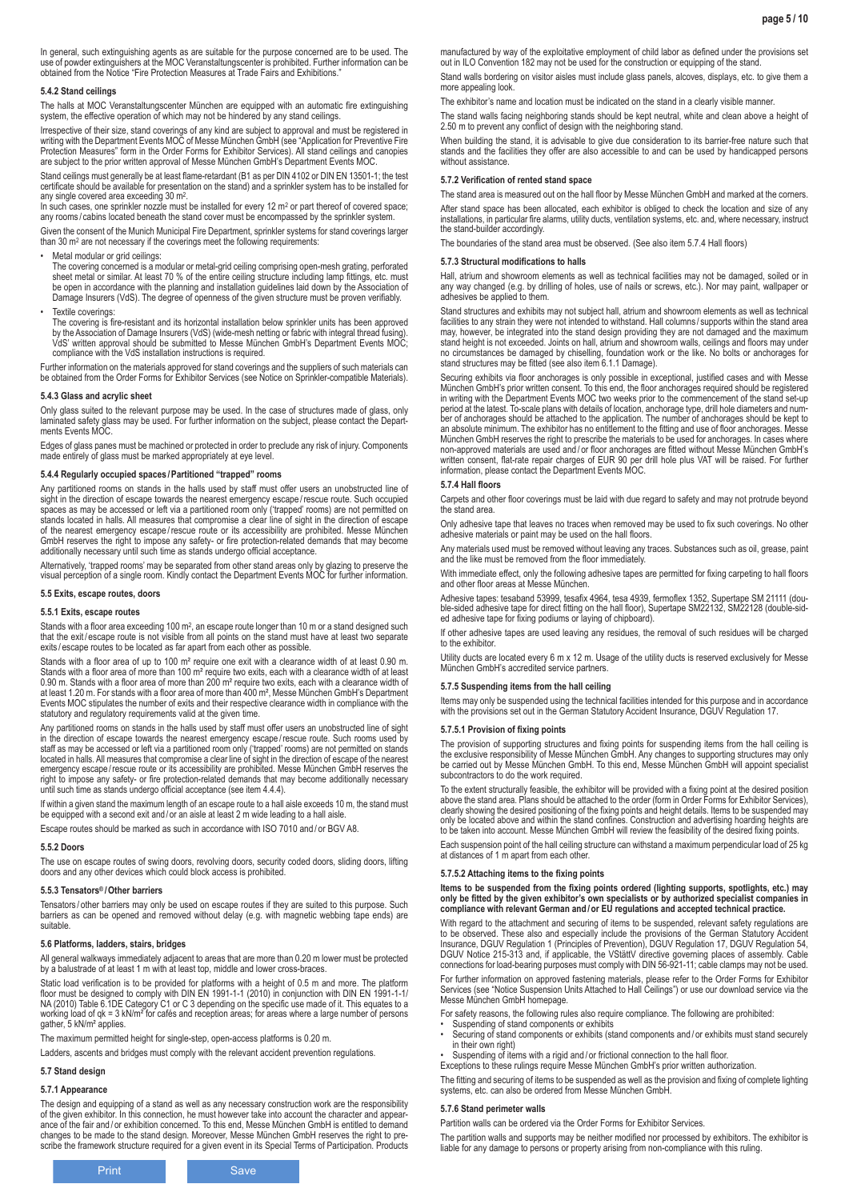In general, such extinguishing agents as are suitable for the purpose concerned are to be used. The use of powder extinguishers at the MOC Veranstaltungscenter is prohibited. Further information can be obtained from the Notice "Fire Protection Measures at Trade Fairs and Exhibitions."

#### 5.4.2 Stand ceilings

The halls at MOC Veranstaltungscenter München are equipped with an automatic fire extinguishing system, the effective operation of which may not be hindered by any stand ceilings.

Irrespective of their size, stand coverings of any kind are subject to approval and must be registered in writing with the Department Events MOC of Messe München GmbH (see "Application for Preventive Fire Protection Measures" form in the Order Forms for Exhibitor Services). All stand ceilings and canopies are subject to the prior written approval of Messe München GmbH's Department Events MOC.

Stand ceilings must generally be at least flame-retardant (B1 as per DIN 4102 or DIN EN 13501-1; the test certificate should be available for presentation on the stand) and a sprinkler system has to be installed for any single covered area exceeding 30 m².

In such cases, one sprinkler nozzle must be installed for every 12 m² or part thereof of covered space; any rooms / cabins located beneath the stand cover must be encompassed by the sprinkler system.

Given the consent of the Munich Municipal Fire Department, sprinkler systems for stand coverings larger than 30 m² are not necessary if the coverings meet the following requirements:

- Metal modular or grid ceilings:
  The covering concerned is a modular or metal-grid ceiling comprising open-mesh grating, perforated sheet metal or similar. At least 70 % of the entire ceiling structure including lamp fittings, etc. must be open in accordance with the planning and installation guidelines laid down by the Association of Damage Insurers (VdS). The degree of openness of the given structure must be proven verifiably.
- Textile coverings:
  The covering is fire-resistant and its horizontal installation below sprinkler units has been approved by the Association of Damage Insurers (VdS) (wide-mesh netting or fabric with integral thread fusing). VdS' written approval should be submitted to Messe München GmbH's Department Events MOC; compliance with the VdS installation instructions is required.

Further information on the materials approved for stand coverings and the suppliers of such materials can be obtained from the Order Forms for Exhibitor Services (see Notice on Sprinkler-compatible Materials).

#### 5.4.3 Glass and acrylic sheet

Only glass suited to the relevant purpose may be used. In the case of structures made of glass, only laminated safety glass may be used. For further information on the subject, please contact the Departments Events MOC.

Edges of glass panes must be machined or protected in order to preclude any risk of injury. Components made entirely of glass must be marked appropriately at eye level.

#### 5.4.4 Regularly occupied spaces / Partitioned "trapped" rooms

Any partitioned rooms on stands in the halls used by staff must offer users an unobstructed line of sight in the direction of escape towards the nearest emergency escape / rescue route. Such occupied spaces as may be accessed or left via a partitioned room only ('trapped' rooms) are not permitted on stands located in halls. All measures that compromise a clear line of sight in the direction of escape of the nearest emergency escape / rescue route or its accessibility are prohibited. Messe München GmbH reserves the right to impose any safety- or fire protection-related demands that may become additionally necessary until such time as stands undergo official acceptance.

Alternatively, 'trapped rooms' may be separated from other stand areas only by glazing to preserve the visual perception of a single room. Kindly contact the Department Events MOC for further information.

### 5.5 Exits, escape routes, doors

#### 5.5.1 Exits, escape routes

Stands with a floor area exceeding 100 m², an escape route longer than 10 m or a stand designed such that the exit / escape route is not visible from all points on the stand must have at least two separate exits / escape routes to be located as far apart from each other as possible.

Stands with a floor area of up to 100 m² require one exit with a clearance width of at least 0.90 m. Stands with a floor area of more than 100 m² require two exits, each with a clearance width of at least 0.90 m. Stands with a floor area of more than 200 m² require two exits, each with a clearance width of at least 1.20 m. For stands with a floor area of more than 400 m², Messe München GmbH's Department Events MOC stipulates the number of exits and their respective clearance width in compliance with the statutory and regulatory requirements valid at the given time.

Any partitioned rooms on stands in the halls used by staff must offer users an unobstructed line of sight in the direction of escape towards the nearest emergency escape / rescue route. Such rooms used by staff as may be accessed or left via a partitioned room only ('trapped' rooms) are not permitted on stands located in halls. All measures that compromise a clear line of sight in the direction of escape of the nearest emergency escape / rescue route or its accessibility are prohibited. Messe München GmbH reserves the right to impose any safety- or fire protection-related demands that may become additionally necessary until such time as stands undergo official acceptance (see item 4.4.4).

If within a given stand the maximum length of an escape route to a hall aisle exceeds 10 m, the stand must be equipped with a second exit and / or an aisle at least 2 m wide leading to a hall aisle.

Escape routes should be marked as such in accordance with ISO 7010 and / or BGV A8.

#### 5.5.2 Doors

The use on escape routes of swing doors, revolving doors, security coded doors, sliding doors, lifting doors and any other devices which could block access is prohibited.

#### 5.5.3 Tensators® / Other barriers

Tensators / other barriers may only be used on escape routes if they are suited to this purpose. Such barriers as can be opened and removed without delay (e.g. with magnetic webbing tape ends) are suitable.

### 5.6 Platforms, ladders, stairs, bridges

All general walkways immediately adjacent to areas that are more than 0.20 m lower must be protected by a balustrade of at least 1 m with at least top, middle and lower cross-braces.

Static load verification is to be provided for platforms with a height of 0.5 m and more. The platform floor must be designed to comply with DIN EN 1991-1-1 (2010) in conjunction with DIN EN 1991-1-1/NA (2010) Table 6.1DE Category C1 or C 3 depending on the specific use made of it. This equates to a working load of qk = 3 kN/m² for cafés and reception areas; for areas where a large number of persons gather, 5 kN/m² applies.

The maximum permitted height for single-step, open-access platforms is 0.20 m.

Ladders, ascents and bridges must comply with the relevant accident prevention regulations.

### 5.7 Stand design

#### 5.7.1 Appearance

The design and equipping of a stand as well as any necessary construction work are the responsibility of the given exhibitor. In this connection, he must however take into account the character and appearance of the fair and / or exhibition concerned. To this end, Messe München GmbH is entitled to demand changes to be made to the stand design. Moreover, Messe München GmbH reserves the right to prescribe the framework structure required for a given event in its Special Terms of Participation. Products manufactured by way of the exploitative employment of child labor as defined under the provisions set out in ILO Convention 182 may not be used for the construction or equipping of the stand.

Stand walls bordering on visitor aisles must include glass panels, alcoves, displays, etc. to give them a more appealing look.

The exhibitor's name and location must be indicated on the stand in a clearly visible manner.

The stand walls facing neighboring stands should be kept neutral, white and clean above a height of 2.50 m to prevent any conflict of design with the neighboring stand.

When building the stand, it is advisable to give due consideration to its barrier-free nature such that stands and the facilities they offer are also accessible to and can be used by handicapped persons without assistance.

#### 5.7.2 Verification of rented stand space

The stand area is measured out on the hall floor by Messe München GmbH and marked at the corners.

After stand space has been allocated, each exhibitor is obliged to check the location and size of any installations, in particular fire alarms, utility ducts, ventilation systems, etc. and, where necessary, instruct the stand-builder accordingly.

The boundaries of the stand area must be observed. (See also item 5.7.4 Hall floors)

#### 5.7.3 Structural modifications to halls

Hall, atrium and showroom elements as well as technical facilities may not be damaged, soiled or in any way changed (e.g. by drilling of holes, use of nails or screws, etc.). Nor may paint, wallpaper or adhesives be applied to them.

Stand structures and exhibits may not subject hall, atrium and showroom elements as well as technical facilities to any strain they were not intended to withstand. Hall columns / supports within the stand area may, however, be integrated into the stand design providing they are not damaged and the maximum stand height is not exceeded. Joints on hall, atrium and showroom walls, ceilings and floors may under no circumstances be damaged by chiselling, foundation work or the like. No bolts or anchorages for stand structures may be fitted (see also item 6.1.1 Damage).

Securing exhibits via floor anchorages is only possible in exceptional, justified cases and with Messe München GmbH's prior written consent. To this end, the floor anchorages required should be registered in writing with the Department Events MOC two weeks prior to the commencement of the stand set-up period at the latest. To-scale plans with details of location, anchorage type, drill hole diameters and number of anchorages should be attached to the application. The number of anchorages should be kept to an absolute minimum. The exhibitor has no entitlement to the fitting and use of floor anchorages. Messe München GmbH reserves the right to prescribe the materials to be used for anchorages. In cases where non-approved materials are used and / or floor anchorages are fitted without Messe München GmbH's written consent, flat-rate repair charges of EUR 90 per drill hole plus VAT will be raised. For further information, please contact the Department Events MOC.

#### 5.7.4 Hall floors

Carpets and other floor coverings must be laid with due regard to safety and may not protrude beyond the stand area.

Only adhesive tape that leaves no traces when removed may be used to fix such coverings. No other adhesive materials or paint may be used on the hall floors.

Any materials used must be removed without leaving any traces. Substances such as oil, grease, paint and the like must be removed from the floor immediately.

With immediate effect, only the following adhesive tapes are permitted for fixing carpeting to hall floors and other floor areas at Messe München.

Adhesive tapes: tesaband 53999, tesafix 4964, tesa 4939, fermoflex 1352, Supertape SM 21111 (double-sided adhesive tape for direct fitting on the hall floor), Supertape SM22132, SM22128 (double-sided adhesive tape for fixing podiums or laying of chipboard).

If other adhesive tapes are used leaving any residues, the removal of such residues will be charged to the exhibitor.

Utility ducts are located every 6 m x 12 m. Usage of the utility ducts is reserved exclusively for Messe München GmbH's accredited service partners.

#### 5.7.5 Suspending items from the hall ceiling

Items may only be suspended using the technical facilities intended for this purpose and in accordance with the provisions set out in the German Statutory Accident Insurance, DGUV Regulation 17.

#### 5.7.5.1 Provision of fixing points

The provision of supporting structures and fixing points for suspending items from the hall ceiling is the exclusive responsibility of Messe München GmbH. Any changes to supporting structures may only be carried out by Messe München GmbH. To this end, Messe München GmbH will appoint specialist subcontractors to do the work required.

To the extent structurally feasible, the exhibitor will be provided with a fixing point at the desired position above the stand area. Plans should be attached to the order (form in Order Forms for Exhibitor Services), clearly showing the desired positioning of the fixing points and height details. Items to be suspended may only be located above and within the stand confines. Construction and advertising hoarding heights are to be taken into account. Messe München GmbH will review the feasibility of the desired fixing points.

Each suspension point of the hall ceiling structure can withstand a maximum perpendicular load of 25 kg at distances of 1 m apart from each other.

#### 5.7.5.2 Attaching items to the fixing points

**Items to be suspended from the fixing points ordered (lighting supports, spotlights, etc.) may only be fitted by the given exhibitor's own specialists or by authorized specialist companies in compliance with relevant German and / or EU regulations and accepted technical practice.**

With regard to the attachment and securing of items to be suspended, relevant safety regulations are to be observed. These also and especially include the provisions of the German Statutory Accident Insurance, DGUV Regulation 1 (Principles of Prevention), DGUV Regulation 17, DGUV Regulation 54, DGUV Notice 215-313 and, if applicable, the VStättV directive governing places of assembly. Cable connections for load-bearing purposes must comply with DIN 56-921-11; cable clamps may not be used.

For further information on approved fastening materials, please refer to the Order Forms for Exhibitor Services (see "Notice Suspension Units Attached to Hall Ceilings") or use our download service via the Messe München GmbH homepage.

For safety reasons, the following rules also require compliance. The following are prohibited:

- Suspending of stand components or exhibits
- Securing of stand components or exhibits (stand components and / or exhibits must stand securely in their own right)
- Suspending of items with a rigid and / or frictional connection to the hall floor.

Exceptions to these rulings require Messe München GmbH's prior written authorization.

The fitting and securing of items to be suspended as well as the provision and fixing of complete lighting systems, etc. can also be ordered from Messe München GmbH.

#### 5.7.6 Stand perimeter walls

Partition walls can be ordered via the Order Forms for Exhibitor Services.

The partition walls and supports may be neither modified nor processed by exhibitors. The exhibitor is liable for any damage to persons or property arising from non-compliance with this ruling.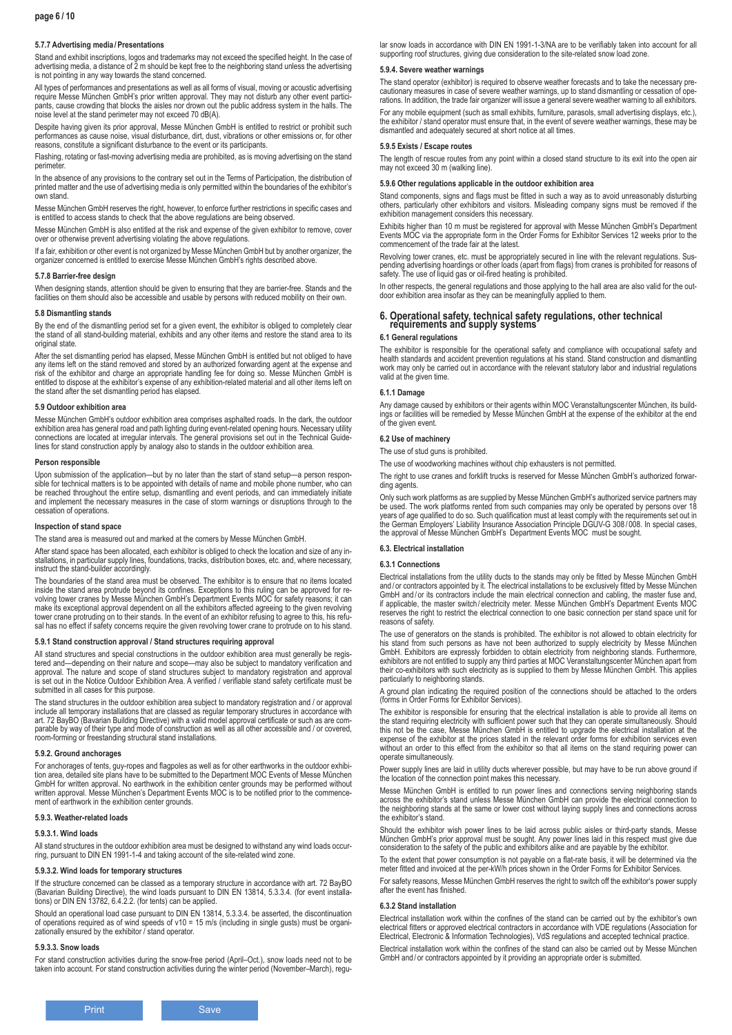#### 5.7.7 Advertising media / Presentations

Stand and exhibit inscriptions, logos and trademarks may not exceed the specified height. In the case of advertising media, a distance of 2 m should be kept free to the neighboring stand unless the advertising is not pointing in any way towards the stand concerned.

All types of performances and presentations as well as all forms of visual, moving or acoustic advertising require Messe München GmbH's prior written approval. They may not disturb any other event participants, cause crowding that blocks the aisles nor drown out the public address system in the halls. The noise level at the stand perimeter may not exceed 70 dB(A).

Despite having given its prior approval, Messe München GmbH is entitled to restrict or prohibit such performances as cause noise, visual disturbance, dirt, dust, vibrations or other emissions or, for other reasons, constitute a significant disturbance to the event or its participants.

Flashing, rotating or fast-moving advertising media are prohibited, as is moving advertising on the stand perimeter.

In the absence of any provisions to the contrary set out in the Terms of Participation, the distribution of printed matter and the use of advertising media is only permitted within the boundaries of the exhibitor's own stand.

Messe München GmbH reserves the right, however, to enforce further restrictions in specific cases and is entitled to access stands to check that the above regulations are being observed.

Messe München GmbH is also entitled at the risk and expense of the given exhibitor to remove, cover over or otherwise prevent advertising violating the above regulations.

If a fair, exhibition or other event is not organized by Messe München GmbH but by another organizer, the organizer concerned is entitled to exercise Messe München GmbH's rights described above.

#### 5.7.8 Barrier-free design

When designing stands, attention should be given to ensuring that they are barrier-free. Stands and the facilities on them should also be accessible and usable by persons with reduced mobility on their own.

#### 5.8 Dismantling stands

By the end of the dismantling period set for a given event, the exhibitor is obliged to completely clear the stand of all stand-building material, exhibits and any other items and restore the stand area to its original state.

After the set dismantling period has elapsed, Messe München GmbH is entitled but not obliged to have any items left on the stand removed and stored by an authorized forwarding agent at the expense and risk of the exhibitor and charge an appropriate handling fee for doing so. Messe München GmbH is entitled to dispose at the exhibitor's expense of any exhibition-related material and all other items left on the stand after the set dismantling period has elapsed.

#### 5.9 Outdoor exhibition area

Messe München GmbH's outdoor exhibition area comprises asphalted roads. In the dark, the outdoor exhibition area has general road and path lighting during event-related opening hours. Necessary utility connections are located at irregular intervals. The general provisions set out in the Technical Guidelines for stand construction apply by analogy also to stands in the outdoor exhibition area.

#### Person responsible

Upon submission of the application—but by no later than the start of stand setup—a person responsible for technical matters is to be appointed with details of name and mobile phone number, who can be reached throughout the entire setup, dismantling and event periods, and can immediately initiate and implement the necessary measures in the case of storm warnings or disruptions through to the cessation of operations.

#### Inspection of stand space

The stand area is measured out and marked at the corners by Messe München GmbH.

After stand space has been allocated, each exhibitor is obliged to check the location and size of any installations, in particular supply lines, foundations, tracks, distribution boxes, etc. and, where necessary, instruct the stand-builder accordingly.

The boundaries of the stand area must be observed. The exhibitor is to ensure that no items located inside the stand area protrude beyond its confines. Exceptions to this ruling can be approved for revolving tower cranes by Messe München GmbH's Department Events MOC for safety reasons; it can make its exceptional approval dependent on all the exhibitors affected agreeing to the given revolving tower crane protruding on to their stands. In the event of an exhibitor refusing to agree to this, his refusal has no effect if safety concerns require the given revolving tower crane to protrude on to his stand.

#### 5.9.1 Stand construction approval / Stand structures requiring approval

All stand structures and special constructions in the outdoor exhibition area must generally be registered and—depending on their nature and scope—may also be subject to mandatory verification and approval. The nature and scope of stand structures subject to mandatory registration and approval is set out in the Notice Outdoor Exhibition Area. A verified / verifiable stand safety certificate must be submitted in all cases for this purpose.

The stand structures in the outdoor exhibition area subject to mandatory registration and / or approval include all temporary installations that are classed as regular temporary structures in accordance with art. 72 BayBO (Bavarian Building Directive) with a valid model approval certificate or such as are comparable by way of their type and mode of construction as well as all other accessible and / or covered, room-forming or freestanding structural stand installations.

#### 5.9.2. Ground anchorages

For anchorages of tents, guy-ropes and flagpoles as well as for other earthworks in the outdoor exhibition area, detailed site plans have to be submitted to the Department MOC Events of Messe München GmbH for written approval. No earthwork in the exhibition center grounds may be performed without written approval. Messe München's Department Events MOC is to be notified prior to the commencement of earthwork in the exhibition center grounds.

#### 5.9.3. Weather-related loads

#### 5.9.3.1. Wind loads

All stand structures in the outdoor exhibition area must be designed to withstand any wind loads occurring, pursuant to DIN EN 1991-1-4 and taking account of the site-related wind zone.

#### 5.9.3.2. Wind loads for temporary structures

If the structure concerned can be classed as a temporary structure in accordance with art. 72 BayBO (Bavarian Building Directive), the wind loads pursuant to DIN EN 13814, 5.3.3.4. (for event installations) or DIN EN 13782, 6.4.2.2. (for tents) can be applied.

Should an operational load case pursuant to DIN EN 13814, 5.3.3.4. be asserted, the discontinuation of operations required as of wind speeds of v10 = 15 m/s (including in single gusts) must be organizationally ensured by the exhibitor / stand operator.

#### 5.9.3.3. Snow loads

For stand construction activities during the snow-free period (April–Oct.), snow loads need not to be taken into account. For stand construction activities during the winter period (November–March), regular snow loads in accordance with DIN EN 1991-1-3/NA are to be verifiably taken into account for all supporting roof structures, giving due consideration to the site-related snow load zone.

#### 5.9.4. Severe weather warnings

The stand operator (exhibitor) is required to observe weather forecasts and to take the necessary precautionary measures in case of severe weather warnings, up to stand dismantling or cessation of operations. In addition, the trade fair organizer will issue a general severe weather warning to all exhibitors.

For any mobile equipment (such as small exhibits, furniture, parasols, small advertising displays, etc.), the exhibitor / stand operator must ensure that, in the event of severe weather warnings, these may be dismantled and adequately secured at short notice at all times.

#### 5.9.5 Exists / Escape routes

The length of rescue routes from any point within a closed stand structure to its exit into the open air may not exceed 30 m (walking line).

#### 5.9.6 Other regulations applicable in the outdoor exhibition area

Stand components, signs and flags must be fitted in such a way as to avoid unreasonably disturbing others, particularly other exhibitors and visitors. Misleading company signs must be removed if the exhibition management considers this necessary.

Exhibits higher than 10 m must be registered for approval with Messe München GmbH's Department Events MOC via the appropriate form in the Order Forms for Exhibitor Services 12 weeks prior to the commencement of the trade fair at the latest.

Revolving tower cranes, etc. must be appropriately secured in line with the relevant regulations. Suspending advertising hoardings or other loads (apart from flags) from cranes is prohibited for reasons of safety. The use of liquid gas or oil-fired heating is prohibited.

In other respects, the general regulations and those applying to the hall area are also valid for the outdoor exhibition area insofar as they can be meaningfully applied to them.

## 6. Operational safety, technical safety regulations, other technical requirements and supply systems

#### 6.1 General regulations

The exhibitor is responsible for the operational safety and compliance with occupational safety and health standards and accident prevention regulations at his stand. Stand construction and dismantling work may only be carried out in accordance with the relevant statutory labor and industrial regulations valid at the given time.

#### 6.1.1 Damage

Any damage caused by exhibitors or their agents within MOC Veranstaltungscenter München, its buildings or facilities will be remedied by Messe München GmbH at the expense of the exhibitor at the end of the given event.

#### 6.2 Use of machinery

The use of stud guns is prohibited.

The use of woodworking machines without chip exhausters is not permitted.

The right to use cranes and forklift trucks is reserved for Messe München GmbH's authorized forwarding agents.

Only such work platforms as are supplied by Messe München GmbH's authorized service partners may be used. The work platforms rented from such companies may only be operated by persons over 18 years of age qualified to do so. Such qualification must at least comply with the requirements set out in the German Employers' Liability Insurance Association Principle DGUV-G 308 / 008. In special cases, the approval of Messe München GmbH's Department Events MOC must be sought.

#### 6.3. Electrical installation

#### 6.3.1 Connections

Electrical installations from the utility ducts to the stands may only be fitted by Messe München GmbH and / or contractors appointed by it. The electrical installations to be exclusively fitted by Messe München GmbH and / or its contractors include the main electrical connection and cabling, the master fuse and, if applicable, the master switch / electricity meter. Messe München GmbH's Department Events MOC reserves the right to restrict the electrical connection to one basic connection per stand space unit for reasons of safety.

The use of generators on the stands is prohibited. The exhibitor is not allowed to obtain electricity for his stand from such persons as have not been authorized to supply electricity by Messe München GmbH. Exhibitors are expressly forbidden to obtain electricity from neighboring stands. Furthermore, exhibitors are not entitled to supply any third parties at MOC Veranstaltungscenter München apart from their co-exhibitors with such electricity as is supplied to them by Messe München GmbH. This applies particularly to neighboring stands.

A ground plan indicating the required position of the connections should be attached to the orders (forms in Order Forms for Exhibitor Services).

The exhibitor is responsible for ensuring that the electrical installation is able to provide all items on the stand requiring electricity with sufficient power such that they can operate simultaneously. Should this not be the case, Messe München GmbH is entitled to upgrade the electrical installation at the expense of the exhibitor at the prices stated in the relevant order forms for exhibition services even without an order to this effect from the exhibitor so that all items on the stand requiring power can operate simultaneously.

Power supply lines are laid in utility ducts wherever possible, but may have to be run above ground if the location of the connection point makes this necessary.

Messe München GmbH is entitled to run power lines and connections serving neighboring stands across the exhibitor's stand unless Messe München GmbH can provide the electrical connection to the neighboring stands at the same or lower cost without laying supply lines and connections across the exhibitor's stand.

Should the exhibitor wish power lines to be laid across public aisles or third-party stands, Messe München GmbH's prior approval must be sought. Any power lines laid in this respect must give due consideration to the safety of the public and exhibitors alike and are payable by the exhibitor.

To the extent that power consumption is not payable on a flat-rate basis, it will be determined via the meter fitted and invoiced at the per-kW/h prices shown in the Order Forms for Exhibitor Services.

For safety reasons, Messe München GmbH reserves the right to switch off the exhibitor's power supply after the event has finished.

#### 6.3.2 Stand installation

Electrical installation work within the confines of the stand can be carried out by the exhibitor's own electrical fitters or approved electrical contractors in accordance with VDE regulations (Association for Electrical, Electronic & Information Technologies), VdS regulations and accepted technical practice.

Electrical installation work within the confines of the stand can also be carried out by Messe München GmbH and / or contractors appointed by it providing an appropriate order is submitted.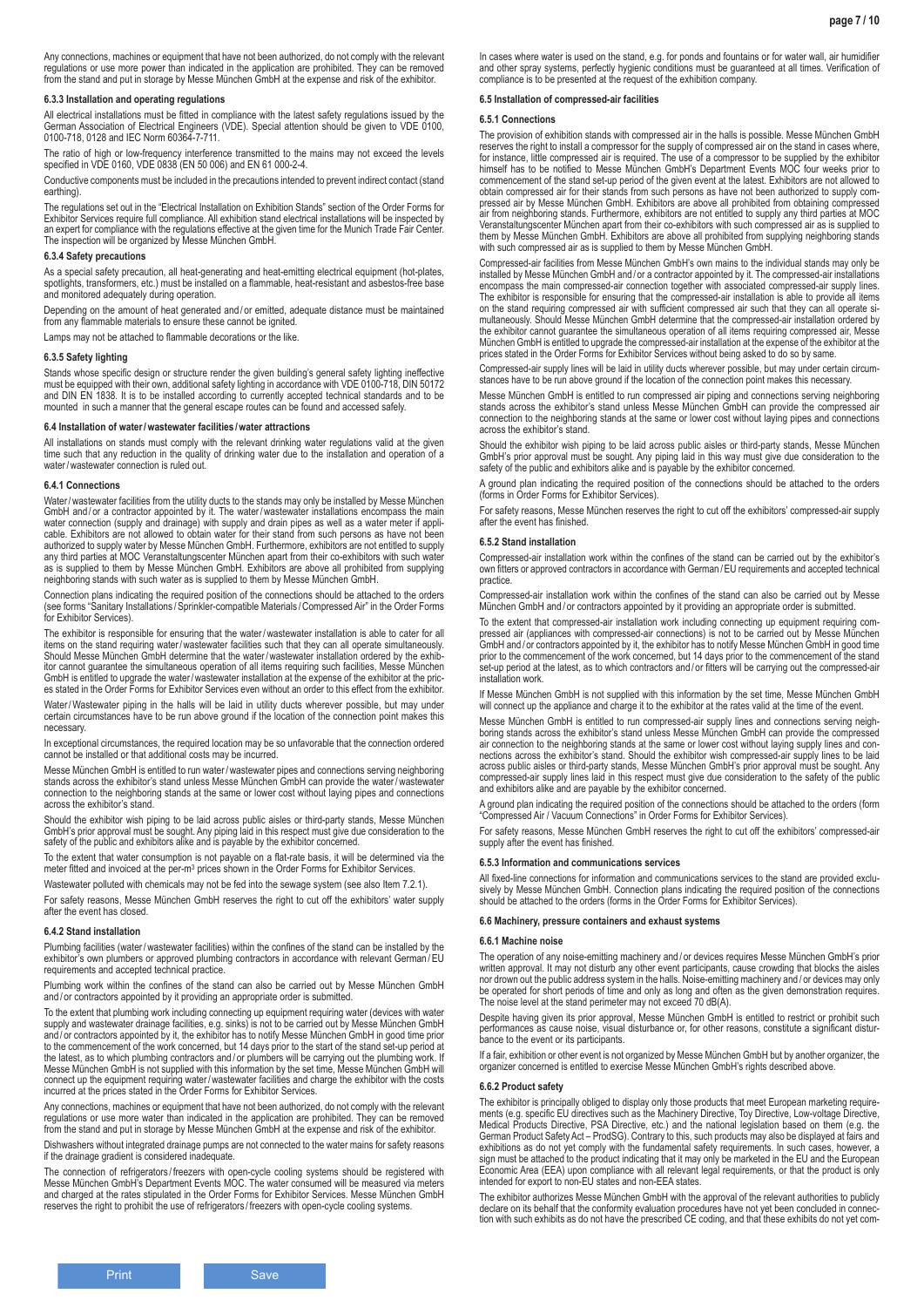Any connections, machines or equipment that have not been authorized, do not comply with the relevant regulations or use more power than indicated in the application are prohibited. They can be removed from the stand and put in storage by Messe München GmbH at the expense and risk of the exhibitor.

#### 6.3.3 Installation and operating regulations

All electrical installations must be fitted in compliance with the latest safety regulations issued by the German Association of Electrical Engineers (VDE). Special attention should be given to VDE 0100, 0100-718, 0128 and IEC Norm 60364-7-711.

The ratio of high or low-frequency interference transmitted to the mains may not exceed the levels specified in VDE 0160, VDE 0838 (EN 50 006) and EN 61 000-2-4.

Conductive components must be included in the precautions intended to prevent indirect contact (stand earthing).

The regulations set out in the "Electrical Installation on Exhibition Stands" section of the Order Forms for Exhibitor Services require full compliance. All exhibition stand electrical installations will be inspected by an expert for compliance with the regulations effective at the given time for the Munich Trade Fair Center. The inspection will be organized by Messe München GmbH.

#### 6.3.4 Safety precautions

As a special safety precaution, all heat-generating and heat-emitting electrical equipment (hot-plates, spotlights, transformers, etc.) must be installed on a flammable, heat-resistant and asbestos-free base and monitored adequately during operation.

Depending on the amount of heat generated and / or emitted, adequate distance must be maintained from any flammable materials to ensure these cannot be ignited.

Lamps may not be attached to flammable decorations or the like.

#### 6.3.5 Safety lighting

Stands whose specific design or structure render the given building's general safety lighting ineffective must be equipped with their own, additional safety lighting in accordance with VDE 0100-718, DIN 50172 and DIN EN 1838. It is to be installed according to currently accepted technical standards and to be mounted in such a manner that the general escape routes can be found and accessed safely.

### 6.4 Installation of water / wastewater facilities / water attractions

All installations on stands must comply with the relevant drinking water regulations valid at the given time such that any reduction in the quality of drinking water due to the installation and operation of a water / wastewater connection is ruled out.

#### 6.4.1 Connections

Water / wastewater facilities from the utility ducts to the stands may only be installed by Messe München GmbH and / or a contractor appointed by it. The water / wastewater installations encompass the main water connection (supply and drainage) with supply and drain pipes as well as a water meter if applicable. Exhibitors are not allowed to obtain water for their stand from such persons as have not been authorized to supply water by Messe München GmbH. Furthermore, exhibitors are not entitled to supply any third parties at MOC Veranstaltungscenter München apart from their co-exhibitors with such water as is supplied to them by Messe München GmbH. Exhibitors are above all prohibited from supplying neighboring stands with such water as is supplied to them by Messe München GmbH.

Connection plans indicating the required position of the connections should be attached to the orders (see forms "Sanitary Installations / Sprinkler-compatible Materials / Compressed Air" in the Order Forms for Exhibitor Services).

The exhibitor is responsible for ensuring that the water / wastewater installation is able to cater for all items on the stand requiring water / wastewater facilities such that they can all operate simultaneously. Should Messe München GmbH determine that the water / wastewater installation ordered by the exhibitor cannot guarantee the simultaneous operation of all items requiring such facilities, Messe München GmbH is entitled to upgrade the water / wastewater installation at the expense of the exhibitor at the prices stated in the Order Forms for Exhibitor Services even without an order to this effect from the exhibitor.

Water / Wastewater piping in the halls will be laid in utility ducts wherever possible, but may under certain circumstances have to be run above ground if the location of the connection point makes this necessary.

In exceptional circumstances, the required location may be so unfavorable that the connection ordered cannot be installed or that additional costs may be incurred.

Messe München GmbH is entitled to run water / wastewater pipes and connections serving neighboring stands across the exhibitor's stand unless Messe München GmbH can provide the water / wastewater connection to the neighboring stands at the same or lower cost without laying pipes and connections across the exhibitor's stand.

Should the exhibitor wish piping to be laid across public aisles or third-party stands, Messe München GmbH's prior approval must be sought. Any piping laid in this respect must give due consideration to the safety of the public and exhibitors alike and is payable by the exhibitor concerned.

To the extent that water consumption is not payable on a flat-rate basis, it will be determined via the meter fitted and invoiced at the per-m³ prices shown in the Order Forms for Exhibitor Services.

Wastewater polluted with chemicals may not be fed into the sewage system (see also Item 7.2.1).

For safety reasons, Messe München GmbH reserves the right to cut off the exhibitors' water supply after the event has closed.

#### 6.4.2 Stand installation

Plumbing facilities (water / wastewater facilities) within the confines of the stand can be installed by the exhibitor's own plumbers or approved plumbing contractors in accordance with relevant German / EU requirements and accepted technical practice.

Plumbing work within the confines of the stand can also be carried out by Messe München GmbH and / or contractors appointed by it providing an appropriate order is submitted.

To the extent that plumbing work including connecting up equipment requiring water (devices with water supply and wastewater drainage facilities, e.g. sinks) is not to be carried out by Messe München GmbH and / or contractors appointed by it, the exhibitor has to notify Messe München GmbH in good time prior to the commencement of the work concerned, but 14 days prior to the start of the stand set-up period at the latest, as to which plumbing contractors and / or plumbers will be carrying out the plumbing work. If Messe München GmbH is not supplied with this information by the set time, Messe München GmbH will connect up the equipment requiring water / wastewater facilities and charge the exhibitor with the costs incurred at the prices stated in the Order Forms for Exhibitor Services.

Any connections, machines or equipment that have not been authorized, do not comply with the relevant regulations or use more water than indicated in the application are prohibited. They can be removed from the stand and put in storage by Messe München GmbH at the expense and risk of the exhibitor.

Dishwashers without integrated drainage pumps are not connected to the water mains for safety reasons if the drainage gradient is considered inadequate.

The connection of refrigerators / freezers with open-cycle cooling systems should be registered with Messe München GmbH's Department Events MOC. The water consumed will be measured via meters and charged at the rates stipulated in the Order Forms for Exhibitor Services. Messe München GmbH reserves the right to prohibit the use of refrigerators / freezers with open-cycle cooling systems.

In cases where water is used on the stand, e.g. for ponds and fountains or for water wall, air humidifier and other spray systems, perfectly hygienic conditions must be guaranteed at all times. Verification of compliance is to be presented at the request of the exhibition company.

### 6.5 Installation of compressed-air facilities

#### 6.5.1 Connections

The provision of exhibition stands with compressed air in the halls is possible. Messe München GmbH reserves the right to install a compressor for the supply of compressed air on the stand in cases where, for instance, little compressed air is required. The use of a compressor to be supplied by the exhibitor himself has to be notified to Messe München GmbH's Department Events MOC four weeks prior to commencement of the stand set-up period of the given event at the latest. Exhibitors are not allowed to obtain compressed air for their stands from such persons as have not been authorized to supply compressed air by Messe München GmbH. Exhibitors are above all prohibited from obtaining compressed air from neighboring stands. Furthermore, exhibitors are not entitled to supply any third parties at MOC Veranstaltungscenter München apart from their co-exhibitors with such compressed air as is supplied to them by Messe München GmbH. Exhibitors are above all prohibited from supplying neighboring stands with such compressed air as is supplied to them by Messe München GmbH.

Compressed-air facilities from Messe München GmbH's own mains to the individual stands may only be installed by Messe München GmbH and / or a contractor appointed by it. The compressed-air installations encompass the main compressed-air connection together with associated compressed-air supply lines. The exhibitor is responsible for ensuring that the compressed-air installation is able to provide all items on the stand requiring compressed air with sufficient compressed air such that they can all operate simultaneously. Should Messe München GmbH determine that the compressed-air installation ordered by the exhibitor cannot guarantee the simultaneous operation of all items requiring compressed air, Messe München GmbH is entitled to upgrade the compressed-air installation at the expense of the exhibitor at the prices stated in the Order Forms for Exhibitor Services without being asked to do so by same.

Compressed-air supply lines will be laid in utility ducts wherever possible, but may under certain circumstances have to be run above ground if the location of the connection point makes this necessary.

Messe München GmbH is entitled to run compressed air piping and connections serving neighboring stands across the exhibitor's stand unless Messe München GmbH can provide the compressed air connection to the neighboring stands at the same or lower cost without laying pipes and connections across the exhibitor's stand.

Should the exhibitor wish piping to be laid across public aisles or third-party stands, Messe München GmbH's prior approval must be sought. Any piping laid in this way must give due consideration to the safety of the public and exhibitors alike and is payable by the exhibitor concerned.

A ground plan indicating the required position of the connections should be attached to the orders (forms in Order Forms for Exhibitor Services).

For safety reasons, Messe München reserves the right to cut off the exhibitors' compressed-air supply after the event has finished.

#### 6.5.2 Stand installation

Compressed-air installation work within the confines of the stand can be carried out by the exhibitor's own fitters or approved contractors in accordance with German / EU requirements and accepted technical practice.

Compressed-air installation work within the confines of the stand can also be carried out by Messe München GmbH and / or contractors appointed by it providing an appropriate order is submitted.

To the extent that compressed-air installation work including connecting up equipment requiring compressed air (appliances with compressed-air connections) is not to be carried out by Messe München GmbH and / or contractors appointed by it, the exhibitor has to notify Messe München GmbH in good time prior to the commencement of the work concerned, but 14 days prior to the commencement of the stand set-up period at the latest, as to which contractors and / or fitters will be carrying out the compressed-air installation work.

If Messe München GmbH is not supplied with this information by the set time, Messe München GmbH will connect up the appliance and charge it to the exhibitor at the rates valid at the time of the event.

Messe München GmbH is entitled to run compressed-air supply lines and connections serving neighboring stands across the exhibitor's stand unless Messe München GmbH can provide the compressed air connection to the neighboring stands at the same or lower cost without laying supply lines and connections across the exhibitor's stand. Should the exhibitor wish compressed-air supply lines to be laid across public aisles or third-party stands, Messe München GmbH's prior approval must be sought. Any compressed-air supply lines laid in this respect must give due consideration to the safety of the public and exhibitors alike and are payable by the exhibitor concerned.

A ground plan indicating the required position of the connections should be attached to the orders (form "Compressed Air / Vacuum Connections" in Order Forms for Exhibitor Services).

For safety reasons, Messe München GmbH reserves the right to cut off the exhibitors' compressed-air supply after the event has finished.

#### 6.5.3 Information and communications services

All fixed-line connections for information and communications services to the stand are provided exclusively by Messe München GmbH. Connection plans indicating the required position of the connections should be attached to the orders (forms in the Order Forms for Exhibitor Services).

### 6.6 Machinery, pressure containers and exhaust systems

#### 6.6.1 Machine noise

The operation of any noise-emitting machinery and / or devices requires Messe München GmbH's prior written approval. It may not disturb any other event participants, cause crowding that blocks the aisles nor drown out the public address system in the halls. Noise-emitting machinery and / or devices may only be operated for short periods of time and only as long and often as the given demonstration requires. The noise level at the stand perimeter may not exceed 70 dB(A).

Despite having given its prior approval, Messe München GmbH is entitled to restrict or prohibit such performances as cause noise, visual disturbance or, for other reasons, constitute a significant disturbance to the event or its participants.

If a fair, exhibition or other event is not organized by Messe München GmbH but by another organizer, the organizer concerned is entitled to exercise Messe München GmbH's rights described above.

#### 6.6.2 Product safety

The exhibitor is principally obliged to display only those products that meet European marketing requirements (e.g. specific EU directives such as the Machinery Directive, Toy Directive, Low-voltage Directive, Medical Products Directive, PSA Directive, etc.) and the national legislation based on them (e.g. the German Product Safety Act – ProdSG). Contrary to this, such products may also be displayed at fairs and exhibitions as do not yet comply with the fundamental safety requirements. In such cases, however, a sign must be attached to the product indicating that it may only be marketed in the EU and the European Economic Area (EEA) upon compliance with all relevant legal requirements, or that the product is only intended for export to non-EU states and non-EEA states.

The exhibitor authorizes Messe München GmbH with the approval of the relevant authorities to publicly declare on its behalf that the conformity evaluation procedures have not yet been concluded in connection with such exhibits as do not have the prescribed CE coding, and that these exhibits do not yet com-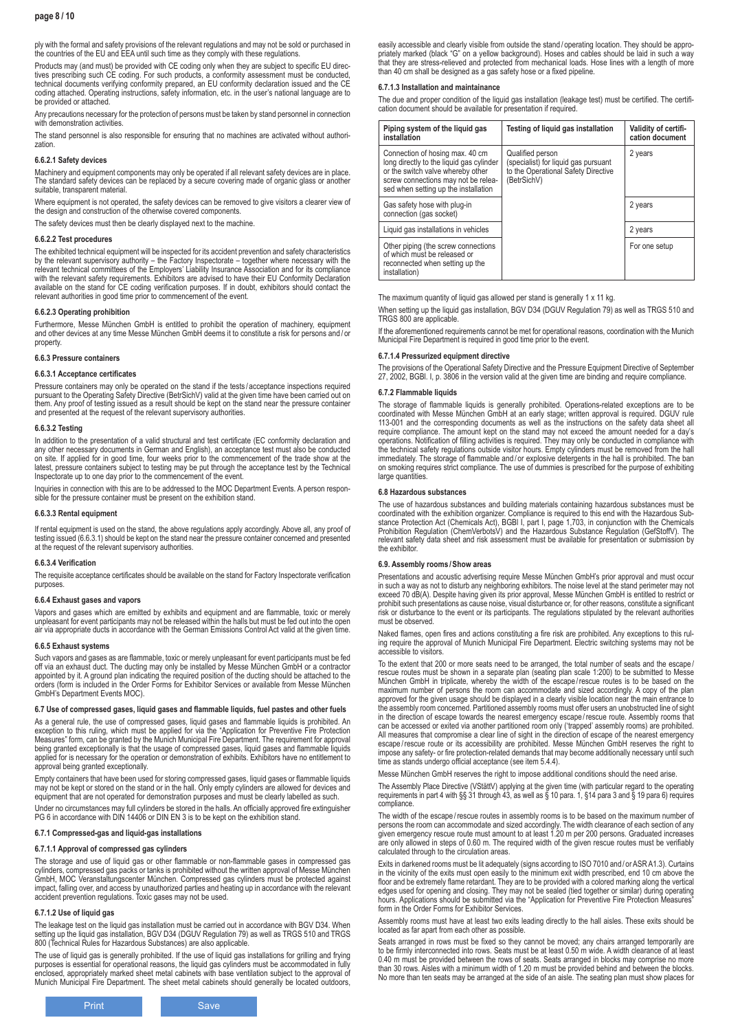ply with the formal and safety provisions of the relevant regulations and may not be sold or purchased in the countries of the EU and EEA until such time as they comply with these regulations.

Products may (and must) be provided with CE coding only when they are subject to specific EU directives prescribing such CE coding. For such products, a conformity assessment must be conducted, technical documents verifying conformity prepared, an EU conformity declaration issued and the CE coding attached. Operating instructions, safety information, etc. in the user's national language are to be provided or attached.

Any precautions necessary for the protection of persons must be taken by stand personnel in connection with demonstration activities.

The stand personnel is also responsible for ensuring that no machines are activated without authorization.

#### 6.6.2.1 Safety devices

Machinery and equipment components may only be operated if all relevant safety devices are in place. The standard safety devices can be replaced by a secure covering made of organic glass or another suitable, transparent material.

Where equipment is not operated, the safety devices can be removed to give visitors a clearer view of the design and construction of the otherwise covered components.

The safety devices must then be clearly displayed next to the machine.

#### 6.6.2.2 Test procedures

The exhibited technical equipment will be inspected for its accident prevention and safety characteristics by the relevant supervisory authority – the Factory Inspectorate – together where necessary with the relevant technical committees of the Employers' Liability Insurance Association and for its compliance with the relevant safety requirements. Exhibitors are advised to have their EU Conformity Declaration available on the stand for CE coding verification purposes. If in doubt, exhibitors should contact the relevant authorities in good time prior to commencement of the event.

#### 6.6.2.3 Operating prohibition

Furthermore, Messe München GmbH is entitled to prohibit the operation of machinery, equipment and other devices at any time Messe München GmbH deems it to constitute a risk for persons and / or property.

### 6.6.3 Pressure containers

#### 6.6.3.1 Acceptance certificates

Pressure containers may only be operated on the stand if the tests / acceptance inspections required pursuant to the Operating Safety Directive (BetrSichV) valid at the given time have been carried out on them. Any proof of testing issued as a result should be kept on the stand near the pressure container and presented at the request of the relevant supervisory authorities.

#### 6.6.3.2 Testing

In addition to the presentation of a valid structural and test certificate (EC conformity declaration and any other necessary documents in German and English), an acceptance test must also be conducted on site. If applied for in good time, four weeks prior to the commencement of the trade show at the latest, pressure containers subject to testing may be put through the acceptance test by the Technical Inspectorate up to one day prior to the commencement of the event.

Inquiries in connection with this are to be addressed to the MOC Department Events. A person responsible for the pressure container must be present on the exhibition stand.

#### 6.6.3.3 Rental equipment

If rental equipment is used on the stand, the above regulations apply accordingly. Above all, any proof of testing issued (6.6.3.1) should be kept on the stand near the pressure container concerned and presented at the request of the relevant supervisory authorities.

#### 6.6.3.4 Verification

The requisite acceptance certificates should be available on the stand for Factory Inspectorate verification purposes.

### 6.6.4 Exhaust gases and vapors

Vapors and gases which are emitted by exhibits and equipment and are flammable, toxic or merely unpleasant for event participants may not be released within the halls but must be fed out into the open air via appropriate ducts in accordance with the German Emissions Control Act valid at the given time.

### 6.6.5 Exhaust systems

Such vapors and gases as are flammable, toxic or merely unpleasant for event participants must be fed off via an exhaust duct. The ducting may only be installed by Messe München GmbH or a contractor appointed by it. A ground plan indicating the required position of the ducting should be attached to the orders (form is included in the Order Forms for Exhibitor Services or available from Messe München GmbH's Department Events MOC).

## 6.7 Use of compressed gases, liquid gases and flammable liquids, fuel pastes and other fuels

As a general rule, the use of compressed gases, liquid gases and flammable liquids is prohibited. An exception to this ruling, which must be applied for via the "Application for Preventive Fire Protection Measures" form, can be granted by the Munich Municipal Fire Department. The requirement for approval being granted exceptionally is that the usage of compressed gases, liquid gases and flammable liquids applied for is necessary for the operation or demonstration of exhibits. Exhibitors have no entitlement to approval being granted exceptionally.

Empty containers that have been used for storing compressed gases, liquid gases or flammable liquids may not be kept or stored on the stand or in the hall. Only empty cylinders are allowed for devices and equipment that are not operated for demonstration purposes and must be clearly labelled as such.

Under no circumstances may full cylinders be stored in the halls. An officially approved fire extinguisher PG 6 in accordance with DIN 14406 or DIN EN 3 is to be kept on the exhibition stand.

### 6.7.1 Compressed-gas and liquid-gas installations

#### 6.7.1.1 Approval of compressed gas cylinders

The storage and use of liquid gas or other flammable or non-flammable gases in compressed gas cylinders, compressed gas packs or tanks is prohibited without the written approval of Messe München GmbH, MOC Veranstaltungscenter München. Compressed gas cylinders must be protected against impact, falling over, and access by unauthorized parties and heating up in accordance with the relevant accident prevention regulations. Toxic gases may not be used.

#### 6.7.1.2 Use of liquid gas

The leakage test on the liquid gas installation must be carried out in accordance with BGV D34. When setting up the liquid gas installation, BGV D34 (DGUV Regulation 79) as well as TRGS 510 and TRGS 800 (Technical Rules for Hazardous Substances) are also applicable.

The use of liquid gas is generally prohibited. If the use of liquid gas installations for grilling and frying purposes is essential for operational reasons, the liquid gas cylinders must be accommodated in fully enclosed, appropriately marked sheet metal cabinets with base ventilation subject to the approval of Munich Municipal Fire Department. The sheet metal cabinets should generally be located outdoors, easily accessible and clearly visible from outside the stand / operating location. They should be appropriately marked (black "G" on a yellow background). Hoses and cables should be laid in such a way that they are stress-relieved and protected from mechanical loads. Hose lines with a length of more than 40 cm shall be designed as a gas safety hose or a fixed pipeline.

#### 6.7.1.3 Installation and maintainance

The due and proper condition of the liquid gas installation (leakage test) must be certified. The certification document should be available for presentation if required.

| Piping system of the liquid gas installation | Testing of liquid gas installation | Validity of certification document |
|---|---|---|
| Connection of hosing max. 40 cm long directly to the liquid gas cylinder or the switch valve whereby other screw connections may not be released when setting up the installation | Qualified person (specialist) for liquid gas pursuant to the Operational Safety Directive (BetrSichV) | 2 years |
| Gas safety hose with plug-in connection (gas socket) | | 2 years |
| Liquid gas installations in vehicles | | 2 years |
| Other piping (the screw connections of which must be released or reconnected when setting up the installation) | | For one setup |

The maximum quantity of liquid gas allowed per stand is generally 1 x 11 kg.

When setting up the liquid gas installation, BGV D34 (DGUV Regulation 79) as well as TRGS 510 and TRGS 800 are applicable.

If the aforementioned requirements cannot be met for operational reasons, coordination with the Munich Municipal Fire Department is required in good time prior to the event.

#### 6.7.1.4 Pressurized equipment directive

The provisions of the Operational Safety Directive and the Pressure Equipment Directive of September 27, 2002, BGBl. I, p. 3806 in the version valid at the given time are binding and require compliance.

### 6.7.2 Flammable liquids

The storage of flammable liquids is generally prohibited. Operations-related exceptions are to be coordinated with Messe München GmbH at an early stage; written approval is required. DGUV rule 113-001 and the corresponding documents as well as the instructions on the safety data sheet all require compliance. The amount kept on the stand may not exceed the amount needed for a day's operations. Notification of filling activities is required. They may only be conducted in compliance with the technical safety regulations outside visitor hours. Empty cylinders must be removed from the hall immediately. The storage of flammable and / or explosive detergents in the hall is prohibited. The ban on smoking requires strict compliance. The use of dummies is prescribed for the purpose of exhibiting large quantities.

## 6.8 Hazardous substances

The use of hazardous substances and building materials containing hazardous substances must be coordinated with the exhibition organizer. Compliance is required to this end with the Hazardous Substance Protection Act (Chemicals Act), BGBl I, part I, page 1,703, in conjunction with the Chemicals Prohibition Regulation (ChemVerbotsV) and the Hazardous Substance Regulation (GefStoffV). The relevant safety data sheet and risk assessment must be available for presentation or submission by the exhibitor.

## 6.9. Assembly rooms / Show areas

Presentations and acoustic advertising require Messe München GmbH's prior approval and must occur in such a way as not to disturb any neighboring exhibitors. The noise level at the stand perimeter may not exceed 70 dB(A). Despite having given its prior approval, Messe München GmbH is entitled to restrict or prohibit such presentations as cause noise, visual disturbance or, for other reasons, constitute a significant risk or disturbance to the event or its participants. The regulations stipulated by the relevant authorities must be observed.

Naked flames, open fires and actions constituting a fire risk are prohibited. Any exceptions to this ruling require the approval of Munich Municipal Fire Department. Electric switching systems may not be accessible to visitors.

To the extent that 200 or more seats need to be arranged, the total number of seats and the escape / rescue routes must be shown in a separate plan (seating plan scale 1:200) to be submitted to Messe München GmbH in triplicate, whereby the width of the escape / rescue routes is to be based on the maximum number of persons the room can accommodate and sized accordingly. A copy of the plan approved for the given usage should be displayed in a clearly visible location near the main entrance to the assembly room concerned. Partitioned assembly rooms must offer users an unobstructed line of sight in the direction of escape towards the nearest emergency escape / rescue route. Assembly rooms that can be accessed or exited via another partitioned room only ('trapped' assembly rooms) are prohibited. All measures that compromise a clear line of sight in the direction of escape of the nearest emergency escape / rescue route or its accessibility are prohibited. Messe München GmbH reserves the right to impose any safety- or fire protection-related demands that may become additionally necessary until such time as stands undergo official acceptance (see item 5.4.4).

Messe München GmbH reserves the right to impose additional conditions should the need arise.

The Assembly Place Directive (VStättV) applying at the given time (with particular regard to the operating requirements in part 4 with §§ 31 through 43, as well as § 10 para. 1, §14 para 3 and § 19 para 6) requires compliance.

The width of the escape / rescue routes in assembly rooms is to be based on the maximum number of persons the room can accommodate and sized accordingly. The width clearance of each section of any given emergency rescue route must amount to at least 1.20 m per 200 persons. Graduated increases are only allowed in steps of 0.60 m. The required width of the given rescue routes must be verifiably calculated through to the circulation areas.

Exits in darkened rooms must be lit adequately (signs according to ISO 7010 and / or ASR A1.3). Curtains in the vicinity of the exits must open easily to the minimum exit width prescribed, end 10 cm above the floor and be extremely flame retardant. They are to be provided with a colored marking along the vertical edges used for opening and closing. They may not be sealed (tied together or similar) during operating hours. Applications should be submitted via the "Application for Preventive Fire Protection Measures" form in the Order Forms for Exhibitor Services.

Assembly rooms must have at least two exits leading directly to the hall aisles. These exits should be located as far apart from each other as possible.

Seats arranged in rows must be fixed so they cannot be moved; any chairs arranged temporarily are to be firmly interconnected into rows. Seats must be at least 0.50 m wide. A width clearance of at least 0.40 m must be provided between the rows of seats. Seats arranged in blocks may comprise no more than 30 rows. Aisles with a minimum width of 1.20 m must be provided behind and between the blocks. No more than ten seats may be arranged at the side of an aisle. The seating plan must show places for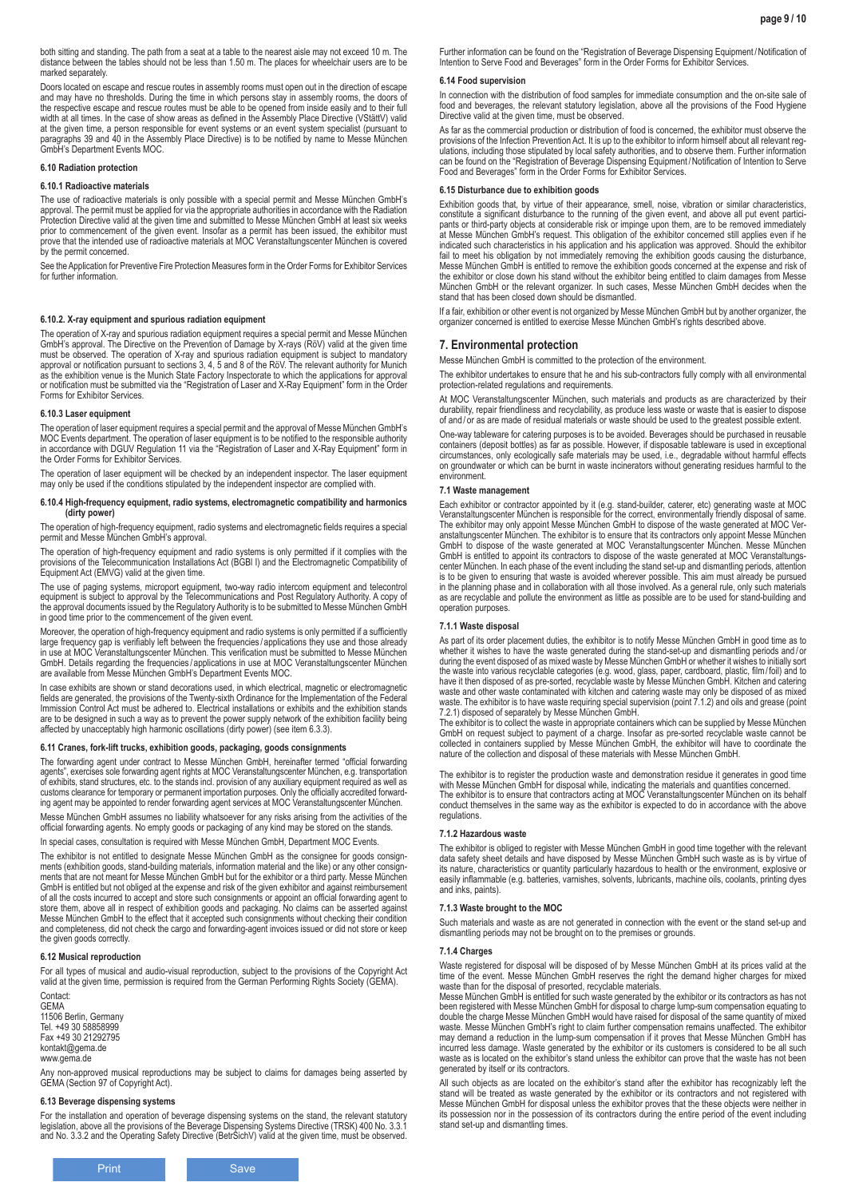both sitting and standing. The path from a seat at a table to the nearest aisle may not exceed 10 m. The distance between the tables should not be less than 1.50 m. The places for wheelchair users are to be marked separately.

Doors located on escape and rescue routes in assembly rooms must open out in the direction of escape and may have no thresholds. During the time in which persons stay in assembly rooms, the doors of the respective escape and rescue routes must be able to be opened from inside easily and to their full width at all times. In the case of show areas as defined in the Assembly Place Directive (VStättV) valid at the given time, a person responsible for event systems or an event system specialist (pursuant to paragraphs 39 and 40 in the Assembly Place Directive) is to be notified by name to Messe München GmbH's Department Events MOC.

#### 6.10 Radiation protection

#### 6.10.1 Radioactive materials

The use of radioactive materials is only possible with a special permit and Messe München GmbH's approval. The permit must be applied for via the appropriate authorities in accordance with the Radiation Protection Directive valid at the given time and submitted to Messe München GmbH at least six weeks prior to commencement of the given event. Insofar as a permit has been issued, the exhibitor must prove that the intended use of radioactive materials at MOC Veranstaltungscenter München is covered by the permit concerned.

See the Application for Preventive Fire Protection Measures form in the Order Forms for Exhibitor Services for further information.

#### 6.10.2. X-ray equipment and spurious radiation equipment

The operation of X-ray and spurious radiation equipment requires a special permit and Messe München GmbH's approval. The Directive on the Prevention of Damage by X-rays (RöV) valid at the given time must be observed. The operation of X-ray and spurious radiation equipment is subject to mandatory approval or notification pursuant to sections 3, 4, 5 and 8 of the RöV. The relevant authority for Munich as the exhibition venue is the Munich State Factory Inspectorate to which the applications for approval or notification must be submitted via the "Registration of Laser and X-Ray Equipment" form in the Order Forms for Exhibitor Services.

#### 6.10.3 Laser equipment

The operation of laser equipment requires a special permit and the approval of Messe München GmbH's MOC Events department. The operation of laser equipment is to be notified to the responsible authority in accordance with DGUV Regulation 11 via the "Registration of Laser and X-Ray Equipment" form in the Order Forms for Exhibitor Services.

The operation of laser equipment will be checked by an independent inspector. The laser equipment may only be used if the conditions stipulated by the independent inspector are complied with.

#### 6.10.4 High-frequency equipment, radio systems, electromagnetic compatibility and harmonics (dirty power)

The operation of high-frequency equipment, radio systems and electromagnetic fields requires a special permit and Messe München GmbH's approval.

The operation of high-frequency equipment and radio systems is only permitted if it complies with the provisions of the Telecommunication Installations Act (BGBl I) and the Electromagnetic Compatibility of Equipment Act (EMVG) valid at the given time.

The use of paging systems, microport equipment, two-way radio intercom equipment and telecontrol equipment is subject to approval by the Telecommunications and Post Regulatory Authority. A copy of the approval documents issued by the Regulatory Authority is to be submitted to Messe München GmbH in good time prior to the commencement of the given event.

Moreover, the operation of high-frequency equipment and radio systems is only permitted if a sufficiently large frequency gap is verifiably left between the frequencies / applications they use and those already in use at MOC Veranstaltungscenter München. This verification must be submitted to Messe München GmbH. Details regarding the frequencies / applications in use at MOC Veranstaltungscenter München are available from Messe München GmbH's Department Events MOC.

In case exhibits are shown or stand decorations used, in which electrical, magnetic or electromagnetic fields are generated, the provisions of the Twenty-sixth Ordinance for the Implementation of the Federal Immission Control Act must be adhered to. Electrical installations or exhibits and the exhibition stands are to be designed in such a way as to prevent the power supply network of the exhibition facility being affected by unacceptably high harmonic oscillations (dirty power) (see item 6.3.3).

#### 6.11 Cranes, fork-lift trucks, exhibition goods, packaging, goods consignments

The forwarding agent appointed under contract to Messe München GmbH, hereinafter termed "official forwarding agents", exercises sole forwarding agent rights at MOC Veranstaltungscenter München, e.g. transportation of exhibits, stand structures, etc. to the stands incl. provision of any auxiliary equipment required as well as customs clearance for temporary or permanent importation purposes. Only the officially accredited forwarding agent may be appointed to render forwarding agent services at MOC Veranstaltungscenter München.

Messe München GmbH assumes no liability whatsoever for any risks arising from the activities of the official forwarding agents. No empty goods or packaging of any kind may be stored on the stands.

In special cases, consultation is required with Messe München GmbH, Department MOC Events.

The exhibitor is not entitled to designate Messe München GmbH as the consignee for goods consignments (exhibition goods, stand-building materials, information material and the like) or any other consignments that are not meant for Messe München GmbH but for the exhibitor or a third party. Messe München GmbH is entitled but not obliged at the expense and risk of the given exhibitor and against reimbursement of all the costs incurred to accept and store such consignments or appoint an official forwarding agent to store them, above all in respect of exhibition goods and packaging. No claims can be asserted against Messe München GmbH to the effect that it accepted such consignments without checking their condition and completeness, did not check the cargo and forwarding-agent invoices issued or did not store or keep the given goods correctly.

#### 6.12 Musical reproduction

For all types of musical and audio-visual reproduction, subject to the provisions of the Copyright Act valid at the given time, permission is required from the German Performing Rights Society (GEMA).

Contact:
GEMA
11506 Berlin, Germany
Tel. +49 30 58858999
Fax +49 30 21292795
kontakt@gema.de
www.gema.de

Any non-approved musical reproductions may be subject to claims for damages being asserted by GEMA (Section 97 of Copyright Act).

#### 6.13 Beverage dispensing systems

For the installation and operation of beverage dispensing systems on the stand, the relevant statutory legislation, above all the provisions of the Beverage Dispensing Systems Directive (TRSK) 400 No. 3.3.1 and No. 3.3.2 and the Operating Safety Directive (BetrSichV) valid at the given time, must be observed.

Further information can be found on the "Registration of Beverage Dispensing Equipment / Notification of Intention to Serve Food and Beverages" form in the Order Forms for Exhibitor Services.

#### 6.14 Food supervision

In connection with the distribution of food samples for immediate consumption and the on-site sale of food and beverages, the relevant statutory legislation, above all the provisions of the Food Hygiene Directive valid at the given time, must be observed.

As far as the commercial production or distribution of food is concerned, the exhibitor must observe the provisions of the Infection Prevention Act. It is up to the exhibitor to inform himself about all relevant regulations, including those stipulated by local safety authorities, and to observe them. Further information can be found on the "Registration of Beverage Dispensing Equipment / Notification of Intention to Serve Food and Beverages" form in the Order Forms for Exhibitor Services.

#### 6.15 Disturbance due to exhibition goods

Exhibition goods that, by virtue of their appearance, smell, noise, vibration or similar characteristics, constitute a significant disturbance to the running of the given event, and above all put event participants or third-party objects at considerable risk or impinge upon them, are to be removed immediately at Messe München GmbH's request. This obligation of the exhibitor concerned still applies even if he indicated such characteristics in his application and his application was approved. Should the exhibitor fail to meet his obligation by not immediately removing the exhibition goods causing the disturbance, Messe München GmbH is entitled to remove the exhibition goods concerned at the expense and risk of the exhibitor or close down his stand without the exhibitor being entitled to claim damages from Messe München GmbH or the relevant organizer. In such cases, Messe München GmbH decides when the stand that has been closed down should be dismantled.

If a fair, exhibition or other event is not organized by Messe München GmbH but by another organizer, the organizer concerned is entitled to exercise Messe München GmbH's rights described above.

## 7. Environmental protection

Messe München GmbH is committed to the protection of the environment.

The exhibitor undertakes to ensure that he and his sub-contractors fully comply with all environmental protection-related regulations and requirements.

At MOC Veranstaltungscenter München, such materials and products as are characterized by their durability, repair friendliness and recyclability, as produce less waste or waste that is easier to dispose of and / or as are made of residual materials or waste should be used to the greatest possible extent.

One-way tableware for catering purposes is to be avoided. Beverages should be purchased in reusable containers (deposit bottles) as far as possible. However, if disposable tableware is used in exceptional circumstances, only ecologically safe materials may be used, i.e., degradable without harmful effects on groundwater or which can be burnt in waste incinerators without generating residues harmful to the environment.

#### 7.1 Waste management

Each exhibitor or contractor appointed by it (e.g. stand-builder, caterer, etc) generating waste at MOC Veranstaltungscenter München is responsible for the correct, environmentally friendly disposal of same. The exhibitor may only appoint Messe München GmbH to dispose of the waste generated at MOC Veranstaltungscenter München. The exhibitor is to ensure that its contractors only appoint Messe München GmbH to dispose of the waste generated at MOC Veranstaltungscenter München. Messe München GmbH is entitled to appoint its contractors to dispose of the waste generated at MOC Veranstaltungscenter München. In each phase of the event including the stand set-up and dismantling periods, attention is to be given to ensuring that waste is avoided wherever possible. This aim must already be pursued in the planning phase and in collaboration with all those involved. As a general rule, only such materials as are recyclable and pollute the environment as little as possible are to be used for stand-building and operation purposes.

#### 7.1.1 Waste disposal

As part of its order placement duties, the exhibitor is to notify Messe München GmbH in good time as to whether it wishes to have the waste generated during the stand-set-up and dismantling periods and / or during the event disposed of as mixed waste by Messe München GmbH or whether it wishes to initially sort the waste into various recyclable categories (e.g. wood, glass, paper, cardboard, plastic, film / foil) and to have it then disposed of as pre-sorted, recyclable waste by Messe München GmbH. Kitchen and catering waste and other waste contaminated with kitchen and catering waste may only be disposed of as mixed waste. The exhibitor is to have waste requiring special supervision (point 7.1.2) and oils and grease (point 7.2.1) disposed of separately by Messe München GmbH.

The exhibitor is to collect the waste in appropriate containers which can be supplied by Messe München GmbH on request subject to payment of a charge. Insofar as pre-sorted recyclable waste cannot be collected in containers supplied by Messe München GmbH, the exhibitor will have to coordinate the nature of the collection and disposal of these materials with Messe München GmbH.

The exhibitor is to register the production waste and demonstration residue it generates in good time with Messe München GmbH for disposal while, indicating the materials and quantities concerned.

The exhibitor is to ensure that contractors acting at MOC Veranstaltungscenter München on its behalf conduct themselves in the same way as the exhibitor is expected to do in accordance with the above regulations.

#### 7.1.2 Hazardous waste

The exhibitor is obliged to register with Messe München GmbH in good time together with the relevant data safety sheet details and have disposed by Messe München GmbH such waste as is by virtue of its nature, characteristics or quantity particularly hazardous to health or the environment, explosive or easily inflammable (e.g. batteries, varnishes, solvents, lubricants, machine oils, coolants, printing dyes and inks, paints).

#### 7.1.3 Waste brought to the MOC

Such materials and waste as are not generated in connection with the event or the stand set-up and dismantling periods may not be brought on to the premises or grounds.

#### 7.1.4 Charges

Waste registered for disposal will be disposed of by Messe München GmbH at its prices valid at the time of the event. Messe München GmbH reserves the right the demand higher charges for mixed waste than for the disposal of presorted, recyclable materials.

Messe München GmbH is entitled for such waste generated by the exhibitor or its contractors as has not been registered with Messe München GmbH for disposal to charge lump-sum compensation equating to double the charge Messe München GmbH would have raised for disposal of the same quantity of mixed waste. Messe München GmbH's right to claim further compensation remains unaffected. The exhibitor may demand a reduction in the lump-sum compensation if it proves that Messe München GmbH has incurred less damage. Waste generated by the exhibitor or its customers is considered to be all such waste as is located on the exhibitor's stand unless the exhibitor can prove that the waste has not been generated by itself or its contractors.

All such objects as are located on the exhibitor's stand after the exhibitor has recognizably left the stand will be treated as waste generated by the exhibitor or its contractors and not registered with Messe München GmbH for disposal unless the exhibitor proves that the these objects were neither in its possession nor in the possession of its contractors during the entire period of the event including stand set-up and dismantling times.

Print Save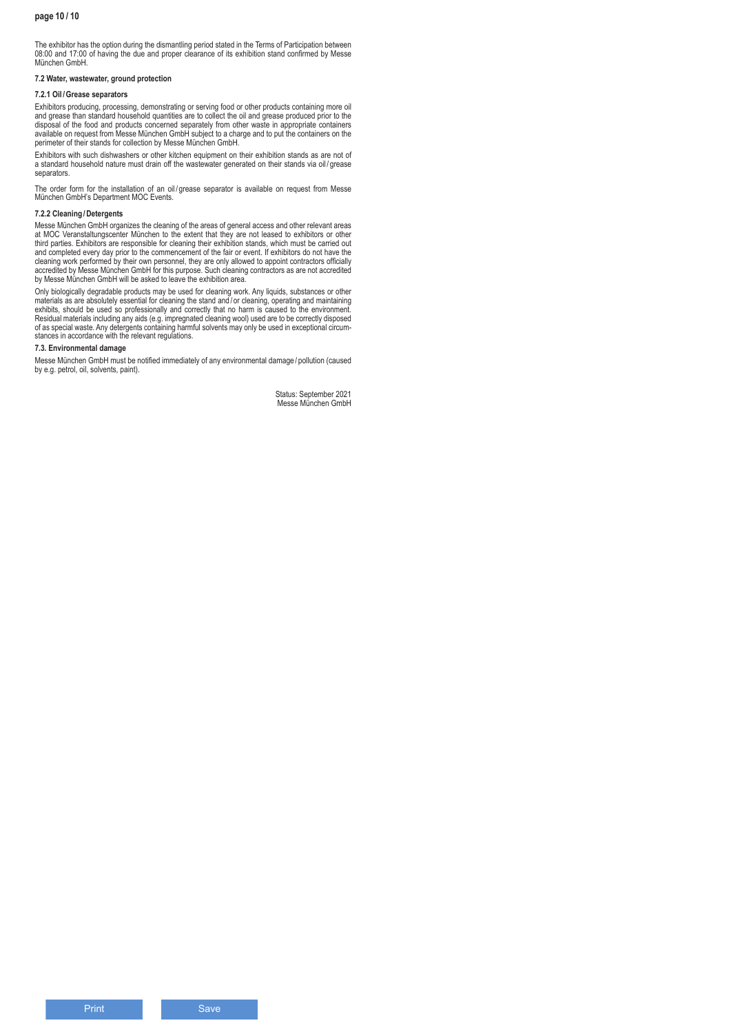The exhibitor has the option during the dismantling period stated in the Terms of Participation between 08:00 and 17:00 of having the due and proper clearance of its exhibition stand confirmed by Messe München GmbH.

### 7.2 Water, wastewater, ground protection

#### 7.2.1 Oil / Grease separators

Exhibitors producing, processing, demonstrating or serving food or other products containing more oil and grease than standard household quantities are to collect the oil and grease produced prior to the disposal of the food and products concerned separately from other waste in appropriate containers available on request from Messe München GmbH subject to a charge and to put the containers on the perimeter of their stands for collection by Messe München GmbH.

Exhibitors with such dishwashers or other kitchen equipment on their exhibition stands as are not of a standard household nature must drain off the wastewater generated on their stands via oil / grease separators.

The order form for the installation of an oil / grease separator is available on request from Messe München GmbH's Department MOC Events.

#### 7.2.2 Cleaning / Detergents

Messe München GmbH organizes the cleaning of the areas of general access and other relevant areas at MOC Veranstaltungscenter München to the extent that they are not leased to exhibitors or other third parties. Exhibitors are responsible for cleaning their exhibition stands, which must be carried out and completed every day prior to the commencement of the fair or event. If exhibitors do not have the cleaning work performed by their own personnel, they are only allowed to appoint contractors officially accredited by Messe München GmbH for this purpose. Such cleaning contractors as are not accredited by Messe München GmbH will be asked to leave the exhibition area.

Only biologically degradable products may be used for cleaning work. Any liquids, substances or other materials as are absolutely essential for cleaning the stand and / or cleaning, operating and maintaining exhibits, should be used so professionally and correctly that no harm is caused to the environment. Residual materials including any aids (e.g. impregnated cleaning wool) used are to be correctly disposed of as special waste. Any detergents containing harmful solvents may only be used in exceptional circumstances in accordance with the relevant regulations.

### 7.3. Environmental damage

Messe München GmbH must be notified immediately of any environmental damage / pollution (caused by e.g. petrol, oil, solvents, paint).

Status: September 2021
Messe München GmbH

Print

Save